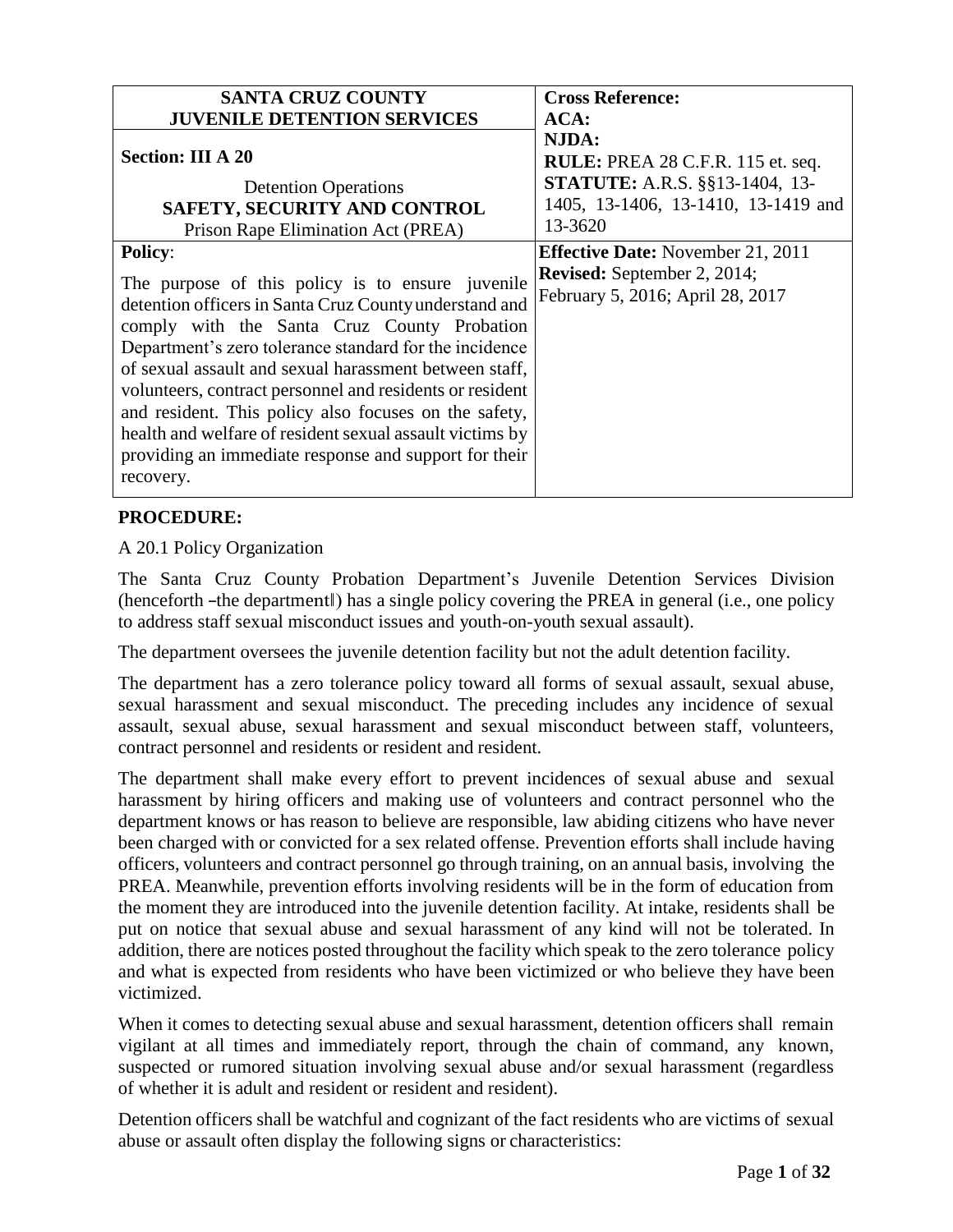| SANTA CRUZ COUNTY JUVENILE DETENTION SERVICES | Cross Reference: ACA: |
|---|---|
| **Section: III A 20**<br><br>Detention Operations<br>**SAFETY, SECURITY AND CONTROL**<br>Prison Rape Elimination Act (PREA) | **NJDA:**<br>**RULE:** PREA 28 C.F.R. 115 et. seq.<br>**STATUTE:** A.R.S. §§13-1404, 13-1405, 13-1406, 13-1410, 13-1419 and 13-3620 |
| **Policy**:<br><br>The purpose of this policy is to ensure juvenile detention officers in Santa Cruz County understand and comply with the Santa Cruz County Probation Department's zero tolerance standard for the incidence of sexual assault and sexual harassment between staff, volunteers, contract personnel and residents or resident and resident. This policy also focuses on the safety, health and welfare of resident sexual assault victims by providing an immediate response and support for their recovery. | **Effective Date:** November 21, 2011<br>**Revised:** September 2, 2014; February 5, 2016; April 28, 2017 |

**PROCEDURE:**

A 20.1 Policy Organization

The Santa Cruz County Probation Department's Juvenile Detention Services Division (henceforth –the department‖) has a single policy covering the PREA in general (i.e., one policy to address staff sexual misconduct issues and youth-on-youth sexual assault).

The department oversees the juvenile detention facility but not the adult detention facility.

The department has a zero tolerance policy toward all forms of sexual assault, sexual abuse, sexual harassment and sexual misconduct. The preceding includes any incidence of sexual assault, sexual abuse, sexual harassment and sexual misconduct between staff, volunteers, contract personnel and residents or resident and resident.

The department shall make every effort to prevent incidences of sexual abuse and sexual harassment by hiring officers and making use of volunteers and contract personnel who the department knows or has reason to believe are responsible, law abiding citizens who have never been charged with or convicted for a sex related offense. Prevention efforts shall include having officers, volunteers and contract personnel go through training, on an annual basis, involving the PREA. Meanwhile, prevention efforts involving residents will be in the form of education from the moment they are introduced into the juvenile detention facility. At intake, residents shall be put on notice that sexual abuse and sexual harassment of any kind will not be tolerated. In addition, there are notices posted throughout the facility which speak to the zero tolerance policy and what is expected from residents who have been victimized or who believe they have been victimized.

When it comes to detecting sexual abuse and sexual harassment, detention officers shall remain vigilant at all times and immediately report, through the chain of command, any known, suspected or rumored situation involving sexual abuse and/or sexual harassment (regardless of whether it is adult and resident or resident and resident).

Detention officers shall be watchful and cognizant of the fact residents who are victims of sexual abuse or assault often display the following signs or characteristics: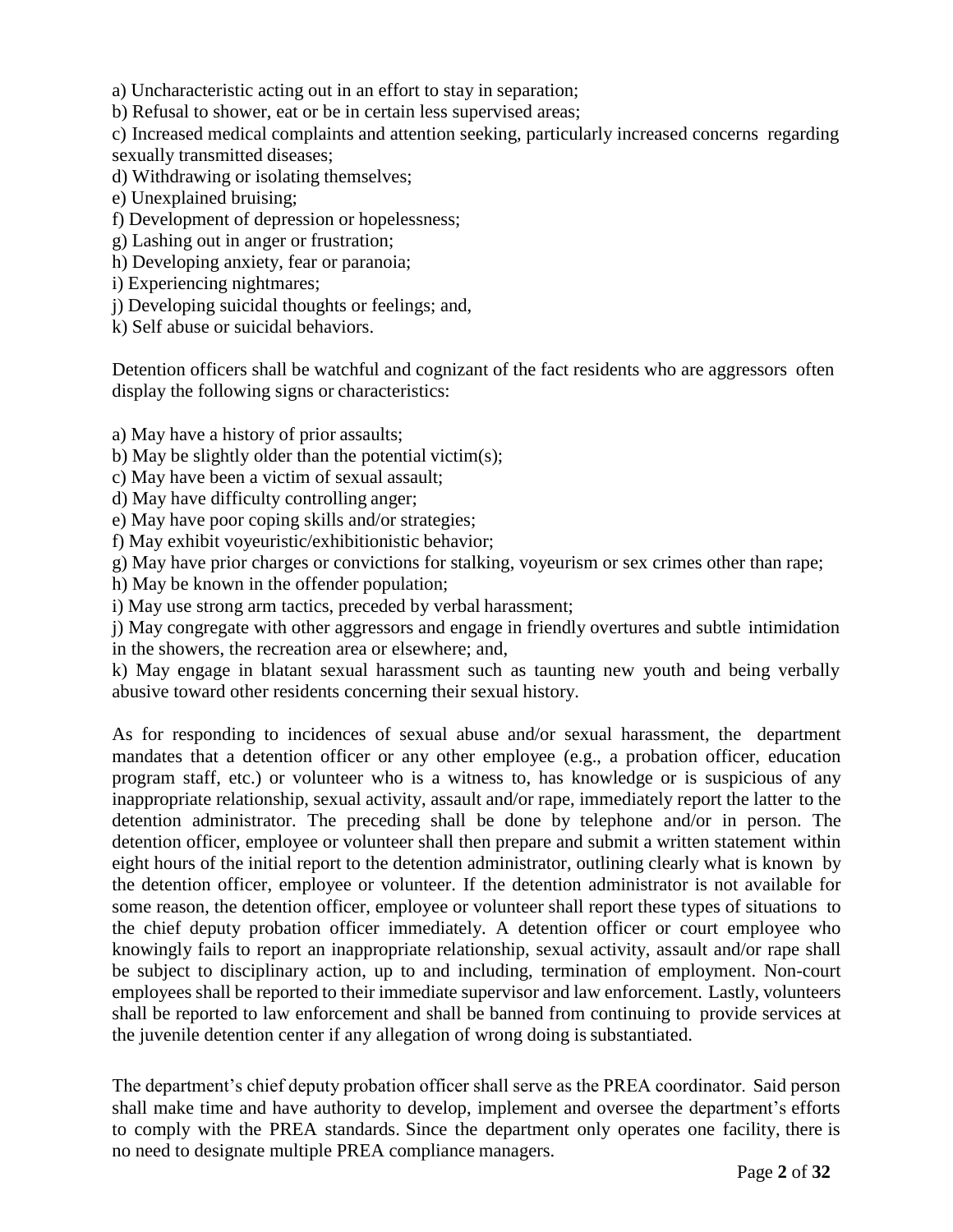a) Uncharacteristic acting out in an effort to stay in separation;
b) Refusal to shower, eat or be in certain less supervised areas;
c) Increased medical complaints and attention seeking, particularly increased concerns regarding sexually transmitted diseases;
d) Withdrawing or isolating themselves;
e) Unexplained bruising;
f) Development of depression or hopelessness;
g) Lashing out in anger or frustration;
h) Developing anxiety, fear or paranoia;
i) Experiencing nightmares;
j) Developing suicidal thoughts or feelings; and,
k) Self abuse or suicidal behaviors.

Detention officers shall be watchful and cognizant of the fact residents who are aggressors often display the following signs or characteristics:

a) May have a history of prior assaults;
b) May be slightly older than the potential victim(s);
c) May have been a victim of sexual assault;
d) May have difficulty controlling anger;
e) May have poor coping skills and/or strategies;
f) May exhibit voyeuristic/exhibitionistic behavior;
g) May have prior charges or convictions for stalking, voyeurism or sex crimes other than rape;
h) May be known in the offender population;
i) May use strong arm tactics, preceded by verbal harassment;
j) May congregate with other aggressors and engage in friendly overtures and subtle intimidation in the showers, the recreation area or elsewhere; and,
k) May engage in blatant sexual harassment such as taunting new youth and being verbally abusive toward other residents concerning their sexual history.

As for responding to incidences of sexual abuse and/or sexual harassment, the department mandates that a detention officer or any other employee (e.g., a probation officer, education program staff, etc.) or volunteer who is a witness to, has knowledge or is suspicious of any inappropriate relationship, sexual activity, assault and/or rape, immediately report the latter to the detention administrator. The preceding shall be done by telephone and/or in person. The detention officer, employee or volunteer shall then prepare and submit a written statement within eight hours of the initial report to the detention administrator, outlining clearly what is known by the detention officer, employee or volunteer. If the detention administrator is not available for some reason, the detention officer, employee or volunteer shall report these types of situations to the chief deputy probation officer immediately. A detention officer or court employee who knowingly fails to report an inappropriate relationship, sexual activity, assault and/or rape shall be subject to disciplinary action, up to and including, termination of employment. Non-court employees shall be reported to their immediate supervisor and law enforcement. Lastly, volunteers shall be reported to law enforcement and shall be banned from continuing to provide services at the juvenile detention center if any allegation of wrong doing is substantiated.

The department's chief deputy probation officer shall serve as the PREA coordinator. Said person shall make time and have authority to develop, implement and oversee the department's efforts to comply with the PREA standards. Since the department only operates one facility, there is no need to designate multiple PREA compliance managers.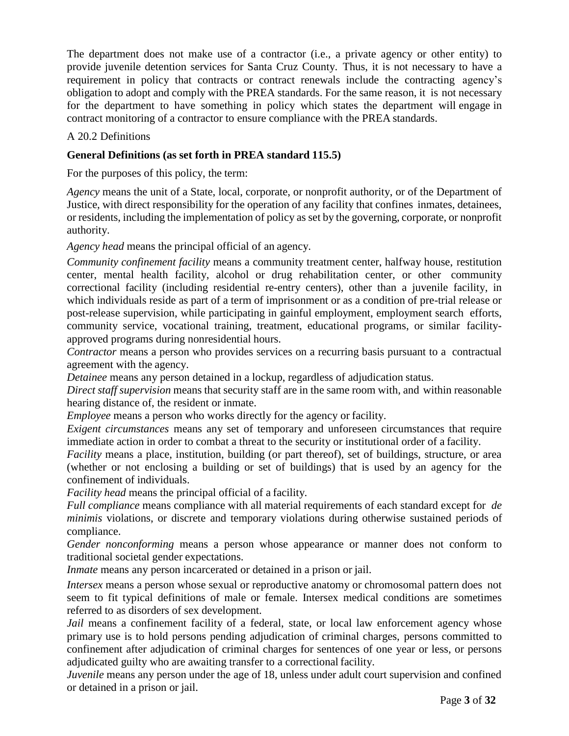The department does not make use of a contractor (i.e., a private agency or other entity) to provide juvenile detention services for Santa Cruz County. Thus, it is not necessary to have a requirement in policy that contracts or contract renewals include the contracting agency's obligation to adopt and comply with the PREA standards. For the same reason, it is not necessary for the department to have something in policy which states the department will engage in contract monitoring of a contractor to ensure compliance with the PREA standards.

A 20.2 Definitions

**General Definitions (as set forth in PREA standard 115.5)**

For the purposes of this policy, the term:

*Agency* means the unit of a State, local, corporate, or nonprofit authority, or of the Department of Justice, with direct responsibility for the operation of any facility that confines inmates, detainees, or residents, including the implementation of policy as set by the governing, corporate, or nonprofit authority.

*Agency head* means the principal official of an agency.

*Community confinement facility* means a community treatment center, halfway house, restitution center, mental health facility, alcohol or drug rehabilitation center, or other community correctional facility (including residential re-entry centers), other than a juvenile facility, in which individuals reside as part of a term of imprisonment or as a condition of pre-trial release or post-release supervision, while participating in gainful employment, employment search efforts, community service, vocational training, treatment, educational programs, or similar facility-approved programs during nonresidential hours.

*Contractor* means a person who provides services on a recurring basis pursuant to a contractual agreement with the agency.

*Detainee* means any person detained in a lockup, regardless of adjudication status.

*Direct staff supervision* means that security staff are in the same room with, and within reasonable hearing distance of, the resident or inmate.

*Employee* means a person who works directly for the agency or facility.

*Exigent circumstances* means any set of temporary and unforeseen circumstances that require immediate action in order to combat a threat to the security or institutional order of a facility.

*Facility* means a place, institution, building (or part thereof), set of buildings, structure, or area (whether or not enclosing a building or set of buildings) that is used by an agency for the confinement of individuals.

*Facility head* means the principal official of a facility.

*Full compliance* means compliance with all material requirements of each standard except for *de minimis* violations, or discrete and temporary violations during otherwise sustained periods of compliance.

*Gender nonconforming* means a person whose appearance or manner does not conform to traditional societal gender expectations.

*Inmate* means any person incarcerated or detained in a prison or jail.

*Intersex* means a person whose sexual or reproductive anatomy or chromosomal pattern does not seem to fit typical definitions of male or female. Intersex medical conditions are sometimes referred to as disorders of sex development.

*Jail* means a confinement facility of a federal, state, or local law enforcement agency whose primary use is to hold persons pending adjudication of criminal charges, persons committed to confinement after adjudication of criminal charges for sentences of one year or less, or persons adjudicated guilty who are awaiting transfer to a correctional facility.

*Juvenile* means any person under the age of 18, unless under adult court supervision and confined or detained in a prison or jail.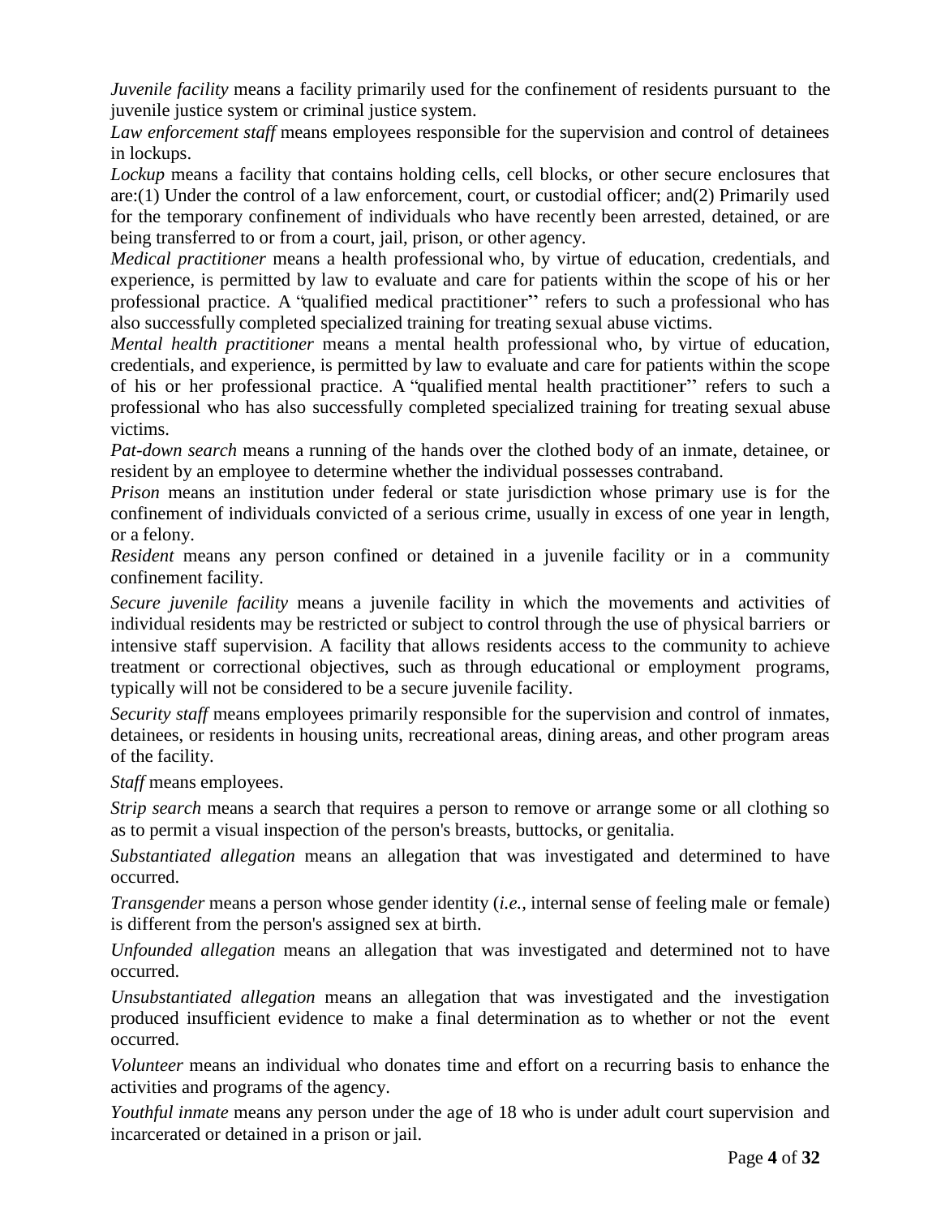*Juvenile facility* means a facility primarily used for the confinement of residents pursuant to the juvenile justice system or criminal justice system.

*Law enforcement staff* means employees responsible for the supervision and control of detainees in lockups.

*Lockup* means a facility that contains holding cells, cell blocks, or other secure enclosures that are:(1) Under the control of a law enforcement, court, or custodial officer; and(2) Primarily used for the temporary confinement of individuals who have recently been arrested, detained, or are being transferred to or from a court, jail, prison, or other agency.

*Medical practitioner* means a health professional who, by virtue of education, credentials, and experience, is permitted by law to evaluate and care for patients within the scope of his or her professional practice. A "qualified medical practitioner" refers to such a professional who has also successfully completed specialized training for treating sexual abuse victims.

*Mental health practitioner* means a mental health professional who, by virtue of education, credentials, and experience, is permitted by law to evaluate and care for patients within the scope of his or her professional practice. A "qualified mental health practitioner" refers to such a professional who has also successfully completed specialized training for treating sexual abuse victims.

*Pat-down search* means a running of the hands over the clothed body of an inmate, detainee, or resident by an employee to determine whether the individual possesses contraband.

*Prison* means an institution under federal or state jurisdiction whose primary use is for the confinement of individuals convicted of a serious crime, usually in excess of one year in length, or a felony.

*Resident* means any person confined or detained in a juvenile facility or in a community confinement facility.

*Secure juvenile facility* means a juvenile facility in which the movements and activities of individual residents may be restricted or subject to control through the use of physical barriers or intensive staff supervision. A facility that allows residents access to the community to achieve treatment or correctional objectives, such as through educational or employment programs, typically will not be considered to be a secure juvenile facility.

*Security staff* means employees primarily responsible for the supervision and control of inmates, detainees, or residents in housing units, recreational areas, dining areas, and other program areas of the facility.

*Staff* means employees.

*Strip search* means a search that requires a person to remove or arrange some or all clothing so as to permit a visual inspection of the person's breasts, buttocks, or genitalia.

*Substantiated allegation* means an allegation that was investigated and determined to have occurred.

*Transgender* means a person whose gender identity (*i.e.,* internal sense of feeling male or female) is different from the person's assigned sex at birth.

*Unfounded allegation* means an allegation that was investigated and determined not to have occurred.

*Unsubstantiated allegation* means an allegation that was investigated and the investigation produced insufficient evidence to make a final determination as to whether or not the event occurred.

*Volunteer* means an individual who donates time and effort on a recurring basis to enhance the activities and programs of the agency.

*Youthful inmate* means any person under the age of 18 who is under adult court supervision and incarcerated or detained in a prison or jail.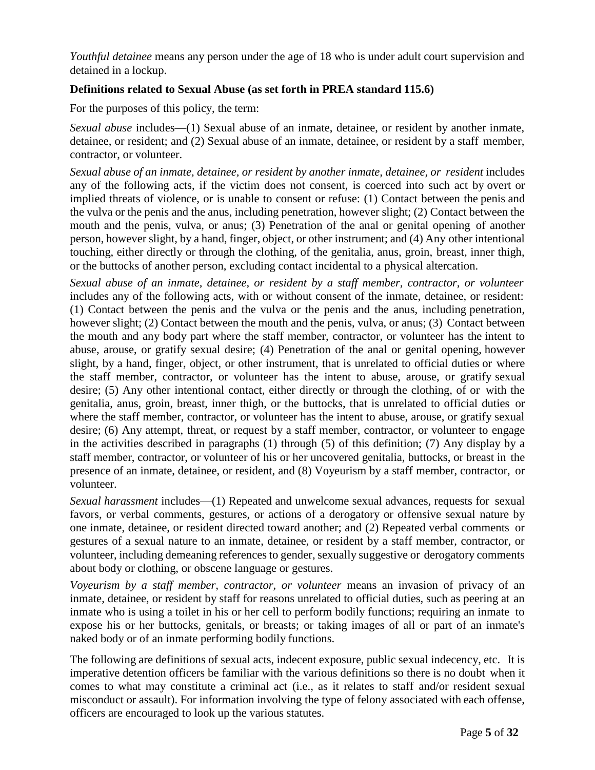*Youthful detainee* means any person under the age of 18 who is under adult court supervision and detained in a lockup.

**Definitions related to Sexual Abuse (as set forth in PREA standard 115.6)**

For the purposes of this policy, the term:

*Sexual abuse* includes—(1) Sexual abuse of an inmate, detainee, or resident by another inmate, detainee, or resident; and (2) Sexual abuse of an inmate, detainee, or resident by a staff member, contractor, or volunteer.

*Sexual abuse of an inmate, detainee, or resident by another inmate, detainee, or resident* includes any of the following acts, if the victim does not consent, is coerced into such act by overt or implied threats of violence, or is unable to consent or refuse: (1) Contact between the penis and the vulva or the penis and the anus, including penetration, however slight; (2) Contact between the mouth and the penis, vulva, or anus; (3) Penetration of the anal or genital opening of another person, however slight, by a hand, finger, object, or other instrument; and (4) Any other intentional touching, either directly or through the clothing, of the genitalia, anus, groin, breast, inner thigh, or the buttocks of another person, excluding contact incidental to a physical altercation.

*Sexual abuse of an inmate, detainee, or resident by a staff member, contractor, or volunteer* includes any of the following acts, with or without consent of the inmate, detainee, or resident: (1) Contact between the penis and the vulva or the penis and the anus, including penetration, however slight; (2) Contact between the mouth and the penis, vulva, or anus; (3) Contact between the mouth and any body part where the staff member, contractor, or volunteer has the intent to abuse, arouse, or gratify sexual desire; (4) Penetration of the anal or genital opening, however slight, by a hand, finger, object, or other instrument, that is unrelated to official duties or where the staff member, contractor, or volunteer has the intent to abuse, arouse, or gratify sexual desire; (5) Any other intentional contact, either directly or through the clothing, of or with the genitalia, anus, groin, breast, inner thigh, or the buttocks, that is unrelated to official duties or where the staff member, contractor, or volunteer has the intent to abuse, arouse, or gratify sexual desire; (6) Any attempt, threat, or request by a staff member, contractor, or volunteer to engage in the activities described in paragraphs (1) through (5) of this definition; (7) Any display by a staff member, contractor, or volunteer of his or her uncovered genitalia, buttocks, or breast in the presence of an inmate, detainee, or resident, and (8) Voyeurism by a staff member, contractor, or volunteer.

*Sexual harassment* includes—(1) Repeated and unwelcome sexual advances, requests for sexual favors, or verbal comments, gestures, or actions of a derogatory or offensive sexual nature by one inmate, detainee, or resident directed toward another; and (2) Repeated verbal comments or gestures of a sexual nature to an inmate, detainee, or resident by a staff member, contractor, or volunteer, including demeaning references to gender, sexually suggestive or derogatory comments about body or clothing, or obscene language or gestures.

*Voyeurism by a staff member, contractor, or volunteer* means an invasion of privacy of an inmate, detainee, or resident by staff for reasons unrelated to official duties, such as peering at an inmate who is using a toilet in his or her cell to perform bodily functions; requiring an inmate to expose his or her buttocks, genitals, or breasts; or taking images of all or part of an inmate's naked body or of an inmate performing bodily functions.

The following are definitions of sexual acts, indecent exposure, public sexual indecency, etc. It is imperative detention officers be familiar with the various definitions so there is no doubt when it comes to what may constitute a criminal act (i.e., as it relates to staff and/or resident sexual misconduct or assault). For information involving the type of felony associated with each offense, officers are encouraged to look up the various statutes.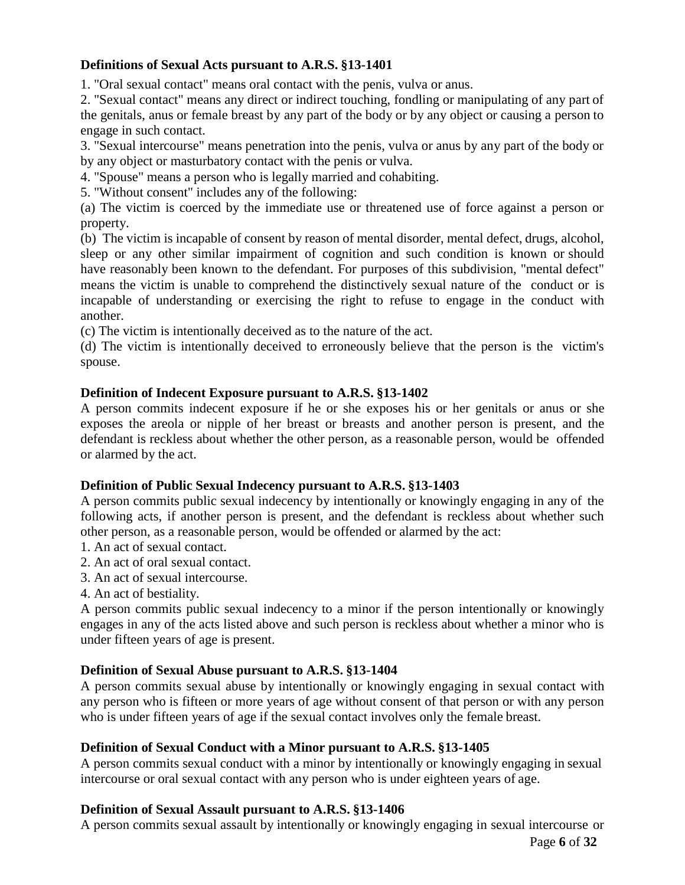**Definitions of Sexual Acts pursuant to A.R.S. §13-1401**

1. "Oral sexual contact" means oral contact with the penis, vulva or anus.
2. "Sexual contact" means any direct or indirect touching, fondling or manipulating of any part of the genitals, anus or female breast by any part of the body or by any object or causing a person to engage in such contact.
3. "Sexual intercourse" means penetration into the penis, vulva or anus by any part of the body or by any object or masturbatory contact with the penis or vulva.
4. "Spouse" means a person who is legally married and cohabiting.
5. "Without consent" includes any of the following:

(a) The victim is coerced by the immediate use or threatened use of force against a person or property.

(b) The victim is incapable of consent by reason of mental disorder, mental defect, drugs, alcohol, sleep or any other similar impairment of cognition and such condition is known or should have reasonably been known to the defendant. For purposes of this subdivision, "mental defect" means the victim is unable to comprehend the distinctively sexual nature of the conduct or is incapable of understanding or exercising the right to refuse to engage in the conduct with another.

(c) The victim is intentionally deceived as to the nature of the act.

(d) The victim is intentionally deceived to erroneously believe that the person is the victim's spouse.

**Definition of Indecent Exposure pursuant to A.R.S. §13-1402**

A person commits indecent exposure if he or she exposes his or her genitals or anus or she exposes the areola or nipple of her breast or breasts and another person is present, and the defendant is reckless about whether the other person, as a reasonable person, would be offended or alarmed by the act.

**Definition of Public Sexual Indecency pursuant to A.R.S. §13-1403**

A person commits public sexual indecency by intentionally or knowingly engaging in any of the following acts, if another person is present, and the defendant is reckless about whether such other person, as a reasonable person, would be offended or alarmed by the act:

1. An act of sexual contact.
2. An act of oral sexual contact.
3. An act of sexual intercourse.
4. An act of bestiality.

A person commits public sexual indecency to a minor if the person intentionally or knowingly engages in any of the acts listed above and such person is reckless about whether a minor who is under fifteen years of age is present.

**Definition of Sexual Abuse pursuant to A.R.S. §13-1404**

A person commits sexual abuse by intentionally or knowingly engaging in sexual contact with any person who is fifteen or more years of age without consent of that person or with any person who is under fifteen years of age if the sexual contact involves only the female breast.

**Definition of Sexual Conduct with a Minor pursuant to A.R.S. §13-1405**

A person commits sexual conduct with a minor by intentionally or knowingly engaging in sexual intercourse or oral sexual contact with any person who is under eighteen years of age.

**Definition of Sexual Assault pursuant to A.R.S. §13-1406**

A person commits sexual assault by intentionally or knowingly engaging in sexual intercourse or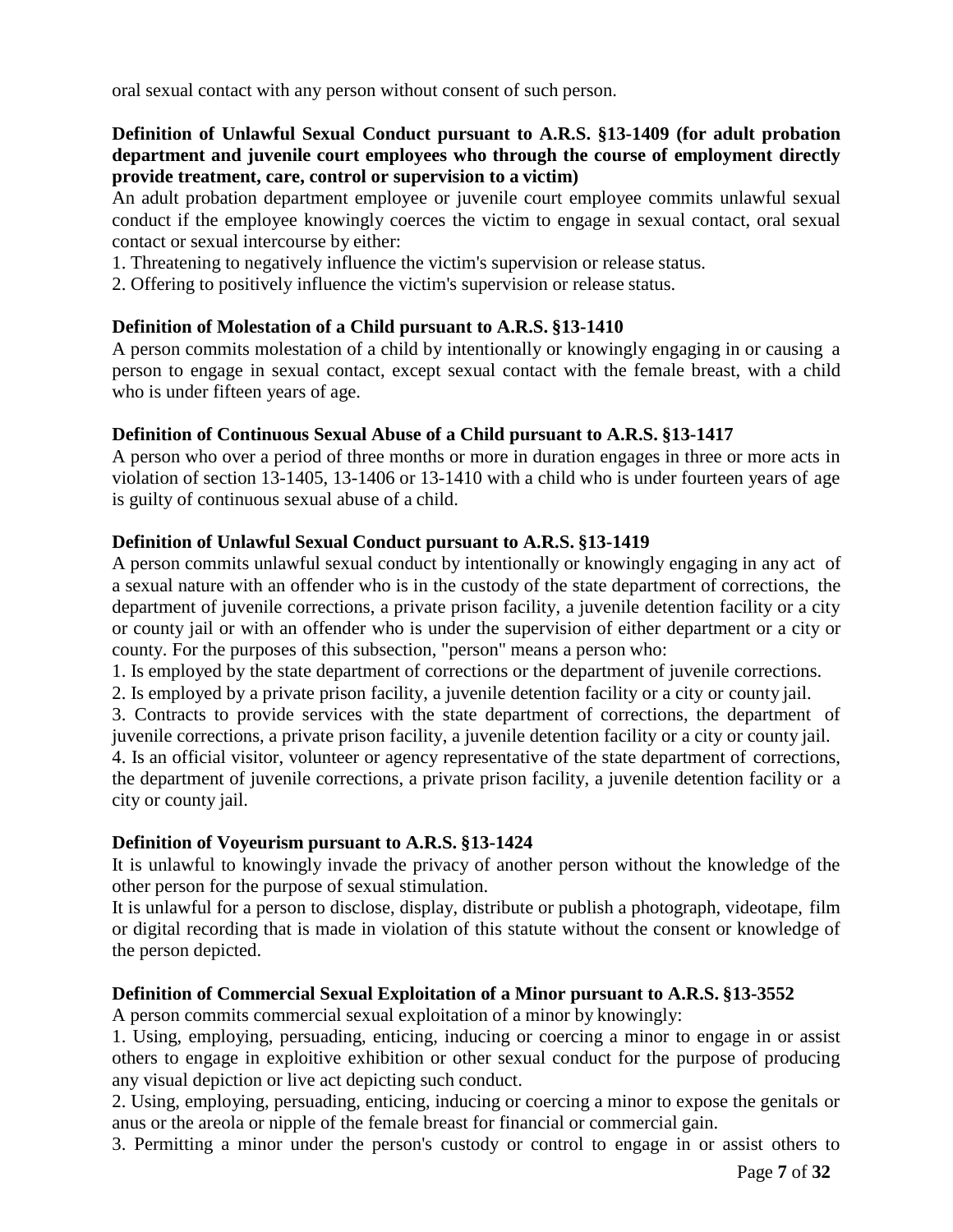oral sexual contact with any person without consent of such person.

**Definition of Unlawful Sexual Conduct pursuant to A.R.S. §13-1409 (for adult probation department and juvenile court employees who through the course of employment directly provide treatment, care, control or supervision to a victim)**

An adult probation department employee or juvenile court employee commits unlawful sexual conduct if the employee knowingly coerces the victim to engage in sexual contact, oral sexual contact or sexual intercourse by either:

1. Threatening to negatively influence the victim's supervision or release status.
2. Offering to positively influence the victim's supervision or release status.

**Definition of Molestation of a Child pursuant to A.R.S. §13-1410**

A person commits molestation of a child by intentionally or knowingly engaging in or causing a person to engage in sexual contact, except sexual contact with the female breast, with a child who is under fifteen years of age.

**Definition of Continuous Sexual Abuse of a Child pursuant to A.R.S. §13-1417**

A person who over a period of three months or more in duration engages in three or more acts in violation of section 13-1405, 13-1406 or 13-1410 with a child who is under fourteen years of age is guilty of continuous sexual abuse of a child.

**Definition of Unlawful Sexual Conduct pursuant to A.R.S. §13-1419**

A person commits unlawful sexual conduct by intentionally or knowingly engaging in any act of a sexual nature with an offender who is in the custody of the state department of corrections, the department of juvenile corrections, a private prison facility, a juvenile detention facility or a city or county jail or with an offender who is under the supervision of either department or a city or county. For the purposes of this subsection, "person" means a person who:

1. Is employed by the state department of corrections or the department of juvenile corrections.
2. Is employed by a private prison facility, a juvenile detention facility or a city or county jail.
3. Contracts to provide services with the state department of corrections, the department of juvenile corrections, a private prison facility, a juvenile detention facility or a city or county jail.
4. Is an official visitor, volunteer or agency representative of the state department of corrections, the department of juvenile corrections, a private prison facility, a juvenile detention facility or a city or county jail.

**Definition of Voyeurism pursuant to A.R.S. §13-1424**

It is unlawful to knowingly invade the privacy of another person without the knowledge of the other person for the purpose of sexual stimulation.

It is unlawful for a person to disclose, display, distribute or publish a photograph, videotape, film or digital recording that is made in violation of this statute without the consent or knowledge of the person depicted.

**Definition of Commercial Sexual Exploitation of a Minor pursuant to A.R.S. §13-3552**

A person commits commercial sexual exploitation of a minor by knowingly:

1. Using, employing, persuading, enticing, inducing or coercing a minor to engage in or assist others to engage in exploitive exhibition or other sexual conduct for the purpose of producing any visual depiction or live act depicting such conduct.
2. Using, employing, persuading, enticing, inducing or coercing a minor to expose the genitals or anus or the areola or nipple of the female breast for financial or commercial gain.
3. Permitting a minor under the person's custody or control to engage in or assist others to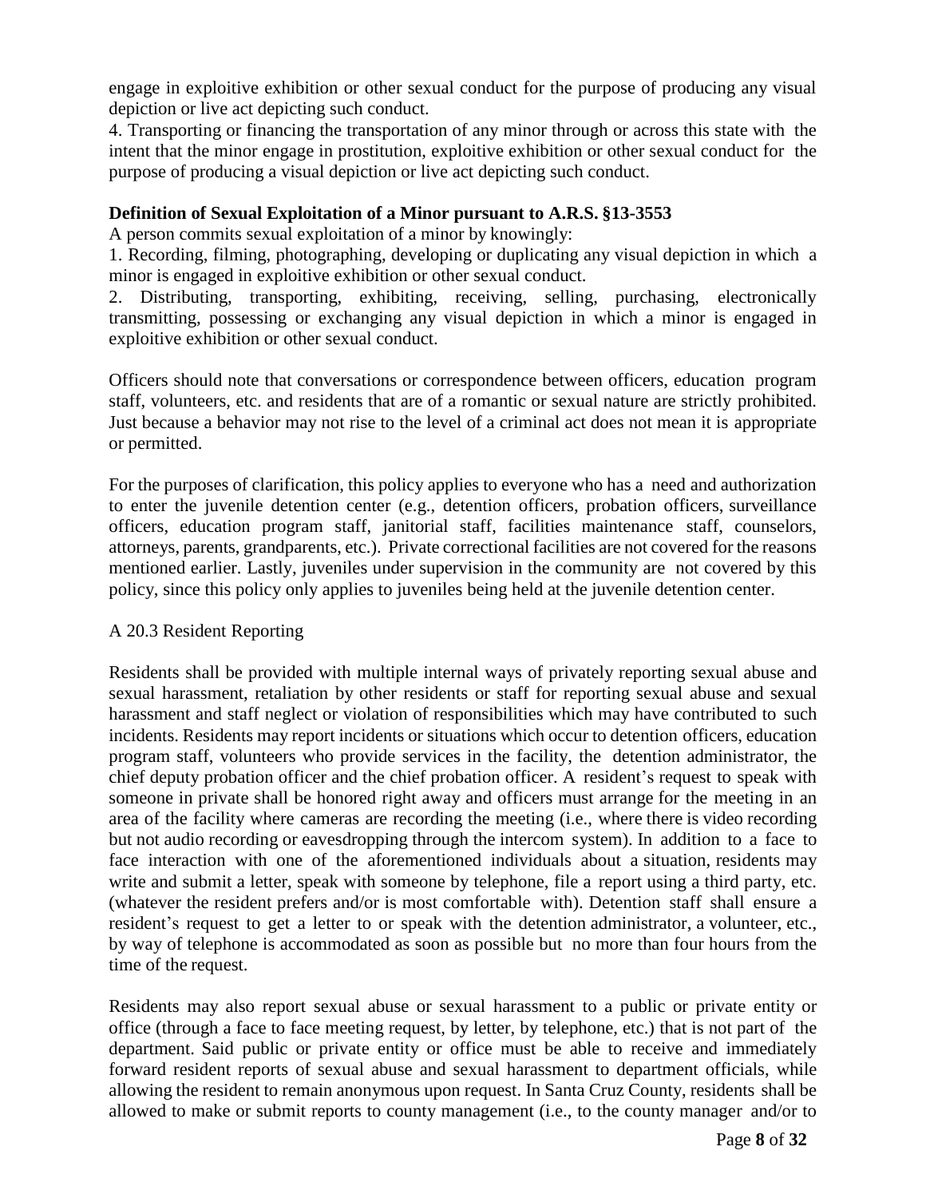engage in exploitive exhibition or other sexual conduct for the purpose of producing any visual depiction or live act depicting such conduct.

4. Transporting or financing the transportation of any minor through or across this state with the intent that the minor engage in prostitution, exploitive exhibition or other sexual conduct for the purpose of producing a visual depiction or live act depicting such conduct.

**Definition of Sexual Exploitation of a Minor pursuant to A.R.S. §13-3553**

A person commits sexual exploitation of a minor by knowingly:

1. Recording, filming, photographing, developing or duplicating any visual depiction in which a minor is engaged in exploitive exhibition or other sexual conduct.
2. Distributing, transporting, exhibiting, receiving, selling, purchasing, electronically transmitting, possessing or exchanging any visual depiction in which a minor is engaged in exploitive exhibition or other sexual conduct.

Officers should note that conversations or correspondence between officers, education program staff, volunteers, etc. and residents that are of a romantic or sexual nature are strictly prohibited. Just because a behavior may not rise to the level of a criminal act does not mean it is appropriate or permitted.

For the purposes of clarification, this policy applies to everyone who has a need and authorization to enter the juvenile detention center (e.g., detention officers, probation officers, surveillance officers, education program staff, janitorial staff, facilities maintenance staff, counselors, attorneys, parents, grandparents, etc.). Private correctional facilities are not covered for the reasons mentioned earlier. Lastly, juveniles under supervision in the community are not covered by this policy, since this policy only applies to juveniles being held at the juvenile detention center.

A 20.3 Resident Reporting

Residents shall be provided with multiple internal ways of privately reporting sexual abuse and sexual harassment, retaliation by other residents or staff for reporting sexual abuse and sexual harassment and staff neglect or violation of responsibilities which may have contributed to such incidents. Residents may report incidents or situations which occur to detention officers, education program staff, volunteers who provide services in the facility, the detention administrator, the chief deputy probation officer and the chief probation officer. A resident's request to speak with someone in private shall be honored right away and officers must arrange for the meeting in an area of the facility where cameras are recording the meeting (i.e., where there is video recording but not audio recording or eavesdropping through the intercom system). In addition to a face to face interaction with one of the aforementioned individuals about a situation, residents may write and submit a letter, speak with someone by telephone, file a report using a third party, etc. (whatever the resident prefers and/or is most comfortable with). Detention staff shall ensure a resident's request to get a letter to or speak with the detention administrator, a volunteer, etc., by way of telephone is accommodated as soon as possible but no more than four hours from the time of the request.

Residents may also report sexual abuse or sexual harassment to a public or private entity or office (through a face to face meeting request, by letter, by telephone, etc.) that is not part of the department. Said public or private entity or office must be able to receive and immediately forward resident reports of sexual abuse and sexual harassment to department officials, while allowing the resident to remain anonymous upon request. In Santa Cruz County, residents shall be allowed to make or submit reports to county management (i.e., to the county manager and/or to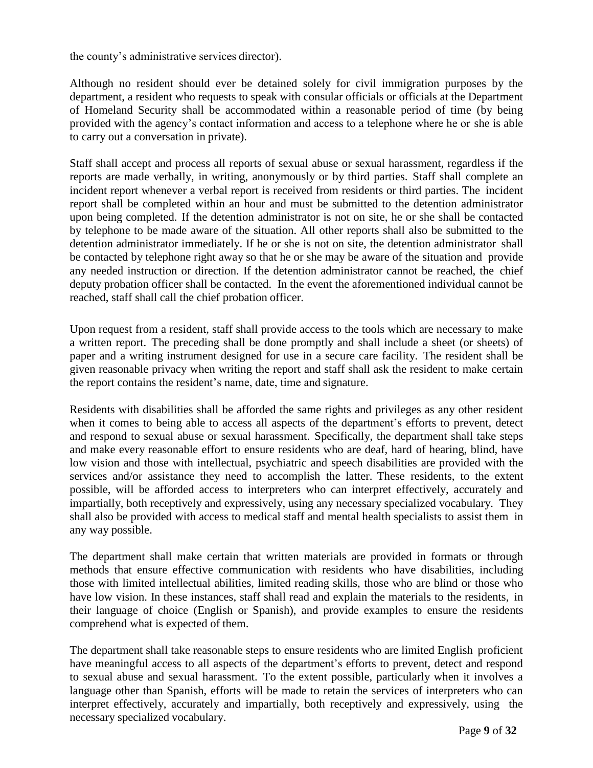the county's administrative services director).

Although no resident should ever be detained solely for civil immigration purposes by the department, a resident who requests to speak with consular officials or officials at the Department of Homeland Security shall be accommodated within a reasonable period of time (by being provided with the agency's contact information and access to a telephone where he or she is able to carry out a conversation in private).

Staff shall accept and process all reports of sexual abuse or sexual harassment, regardless if the reports are made verbally, in writing, anonymously or by third parties. Staff shall complete an incident report whenever a verbal report is received from residents or third parties. The incident report shall be completed within an hour and must be submitted to the detention administrator upon being completed. If the detention administrator is not on site, he or she shall be contacted by telephone to be made aware of the situation. All other reports shall also be submitted to the detention administrator immediately. If he or she is not on site, the detention administrator shall be contacted by telephone right away so that he or she may be aware of the situation and provide any needed instruction or direction. If the detention administrator cannot be reached, the chief deputy probation officer shall be contacted. In the event the aforementioned individual cannot be reached, staff shall call the chief probation officer.

Upon request from a resident, staff shall provide access to the tools which are necessary to make a written report. The preceding shall be done promptly and shall include a sheet (or sheets) of paper and a writing instrument designed for use in a secure care facility. The resident shall be given reasonable privacy when writing the report and staff shall ask the resident to make certain the report contains the resident's name, date, time and signature.

Residents with disabilities shall be afforded the same rights and privileges as any other resident when it comes to being able to access all aspects of the department's efforts to prevent, detect and respond to sexual abuse or sexual harassment. Specifically, the department shall take steps and make every reasonable effort to ensure residents who are deaf, hard of hearing, blind, have low vision and those with intellectual, psychiatric and speech disabilities are provided with the services and/or assistance they need to accomplish the latter. These residents, to the extent possible, will be afforded access to interpreters who can interpret effectively, accurately and impartially, both receptively and expressively, using any necessary specialized vocabulary. They shall also be provided with access to medical staff and mental health specialists to assist them in any way possible.

The department shall make certain that written materials are provided in formats or through methods that ensure effective communication with residents who have disabilities, including those with limited intellectual abilities, limited reading skills, those who are blind or those who have low vision. In these instances, staff shall read and explain the materials to the residents, in their language of choice (English or Spanish), and provide examples to ensure the residents comprehend what is expected of them.

The department shall take reasonable steps to ensure residents who are limited English proficient have meaningful access to all aspects of the department's efforts to prevent, detect and respond to sexual abuse and sexual harassment. To the extent possible, particularly when it involves a language other than Spanish, efforts will be made to retain the services of interpreters who can interpret effectively, accurately and impartially, both receptively and expressively, using the necessary specialized vocabulary.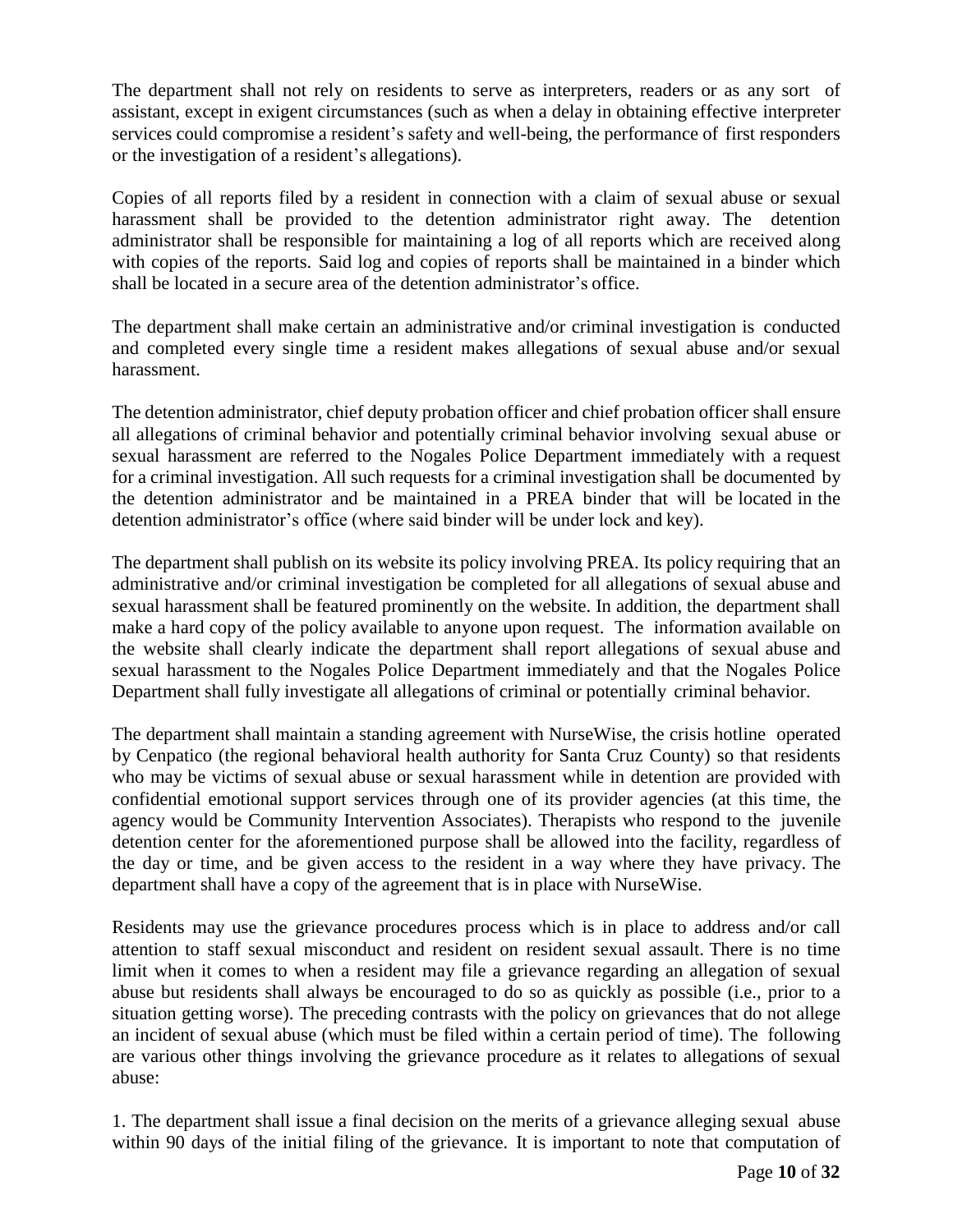The department shall not rely on residents to serve as interpreters, readers or as any sort of assistant, except in exigent circumstances (such as when a delay in obtaining effective interpreter services could compromise a resident's safety and well-being, the performance of first responders or the investigation of a resident's allegations).

Copies of all reports filed by a resident in connection with a claim of sexual abuse or sexual harassment shall be provided to the detention administrator right away. The detention administrator shall be responsible for maintaining a log of all reports which are received along with copies of the reports. Said log and copies of reports shall be maintained in a binder which shall be located in a secure area of the detention administrator's office.

The department shall make certain an administrative and/or criminal investigation is conducted and completed every single time a resident makes allegations of sexual abuse and/or sexual harassment.

The detention administrator, chief deputy probation officer and chief probation officer shall ensure all allegations of criminal behavior and potentially criminal behavior involving sexual abuse or sexual harassment are referred to the Nogales Police Department immediately with a request for a criminal investigation. All such requests for a criminal investigation shall be documented by the detention administrator and be maintained in a PREA binder that will be located in the detention administrator's office (where said binder will be under lock and key).

The department shall publish on its website its policy involving PREA. Its policy requiring that an administrative and/or criminal investigation be completed for all allegations of sexual abuse and sexual harassment shall be featured prominently on the website. In addition, the department shall make a hard copy of the policy available to anyone upon request. The information available on the website shall clearly indicate the department shall report allegations of sexual abuse and sexual harassment to the Nogales Police Department immediately and that the Nogales Police Department shall fully investigate all allegations of criminal or potentially criminal behavior.

The department shall maintain a standing agreement with NurseWise, the crisis hotline operated by Cenpatico (the regional behavioral health authority for Santa Cruz County) so that residents who may be victims of sexual abuse or sexual harassment while in detention are provided with confidential emotional support services through one of its provider agencies (at this time, the agency would be Community Intervention Associates). Therapists who respond to the juvenile detention center for the aforementioned purpose shall be allowed into the facility, regardless of the day or time, and be given access to the resident in a way where they have privacy. The department shall have a copy of the agreement that is in place with NurseWise.

Residents may use the grievance procedures process which is in place to address and/or call attention to staff sexual misconduct and resident on resident sexual assault. There is no time limit when it comes to when a resident may file a grievance regarding an allegation of sexual abuse but residents shall always be encouraged to do so as quickly as possible (i.e., prior to a situation getting worse). The preceding contrasts with the policy on grievances that do not allege an incident of sexual abuse (which must be filed within a certain period of time). The following are various other things involving the grievance procedure as it relates to allegations of sexual abuse:

1. The department shall issue a final decision on the merits of a grievance alleging sexual abuse within 90 days of the initial filing of the grievance. It is important to note that computation of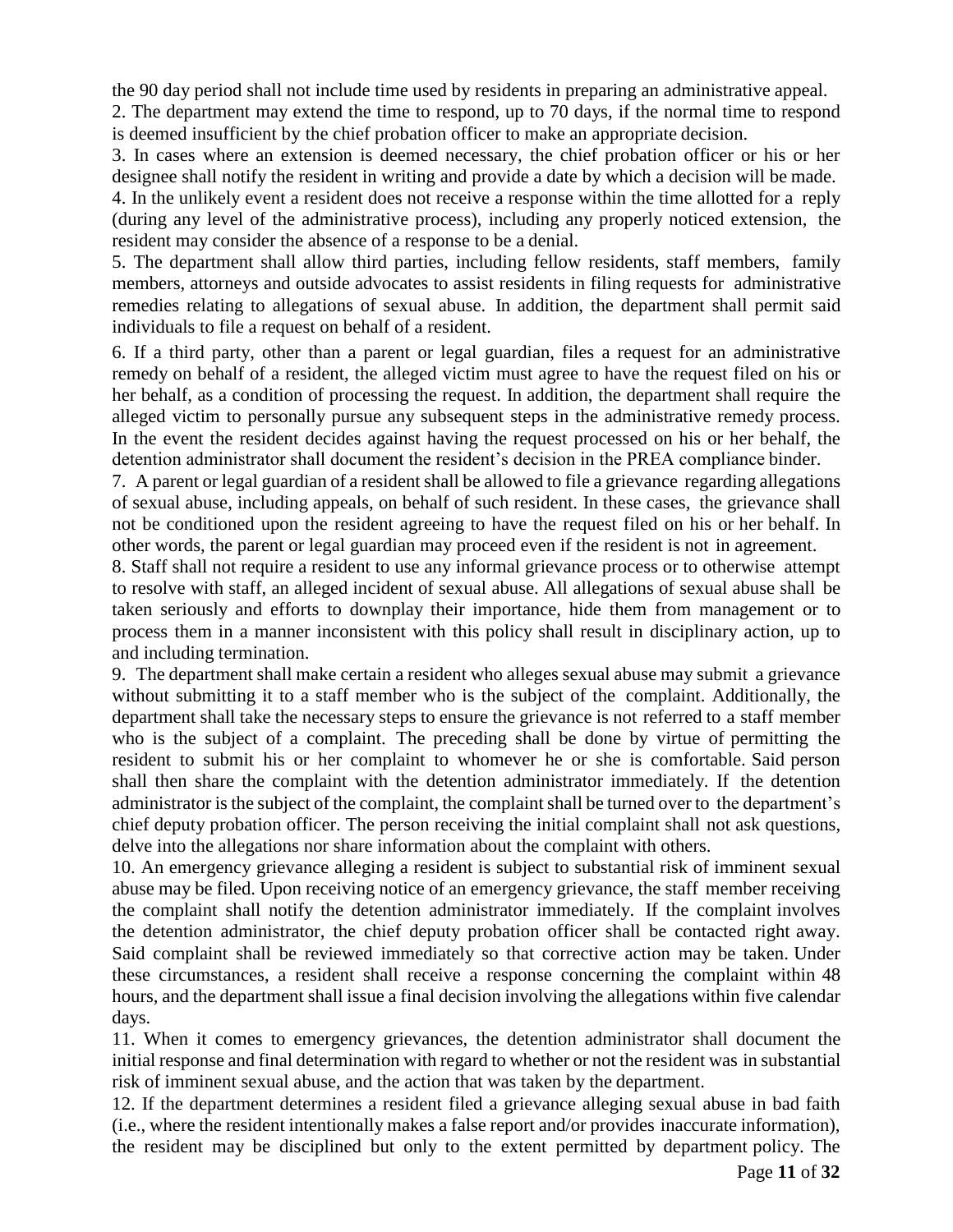the 90 day period shall not include time used by residents in preparing an administrative appeal.

2. The department may extend the time to respond, up to 70 days, if the normal time to respond is deemed insufficient by the chief probation officer to make an appropriate decision.

3. In cases where an extension is deemed necessary, the chief probation officer or his or her designee shall notify the resident in writing and provide a date by which a decision will be made.

4. In the unlikely event a resident does not receive a response within the time allotted for a reply (during any level of the administrative process), including any properly noticed extension, the resident may consider the absence of a response to be a denial.

5. The department shall allow third parties, including fellow residents, staff members, family members, attorneys and outside advocates to assist residents in filing requests for administrative remedies relating to allegations of sexual abuse. In addition, the department shall permit said individuals to file a request on behalf of a resident.

6. If a third party, other than a parent or legal guardian, files a request for an administrative remedy on behalf of a resident, the alleged victim must agree to have the request filed on his or her behalf, as a condition of processing the request. In addition, the department shall require the alleged victim to personally pursue any subsequent steps in the administrative remedy process. In the event the resident decides against having the request processed on his or her behalf, the detention administrator shall document the resident's decision in the PREA compliance binder.

7. A parent or legal guardian of a resident shall be allowed to file a grievance regarding allegations of sexual abuse, including appeals, on behalf of such resident. In these cases, the grievance shall not be conditioned upon the resident agreeing to have the request filed on his or her behalf. In other words, the parent or legal guardian may proceed even if the resident is not in agreement.

8. Staff shall not require a resident to use any informal grievance process or to otherwise attempt to resolve with staff, an alleged incident of sexual abuse. All allegations of sexual abuse shall be taken seriously and efforts to downplay their importance, hide them from management or to process them in a manner inconsistent with this policy shall result in disciplinary action, up to and including termination.

9. The department shall make certain a resident who alleges sexual abuse may submit a grievance without submitting it to a staff member who is the subject of the complaint. Additionally, the department shall take the necessary steps to ensure the grievance is not referred to a staff member who is the subject of a complaint. The preceding shall be done by virtue of permitting the resident to submit his or her complaint to whomever he or she is comfortable. Said person shall then share the complaint with the detention administrator immediately. If the detention administrator is the subject of the complaint, the complaint shall be turned over to the department's chief deputy probation officer. The person receiving the initial complaint shall not ask questions, delve into the allegations nor share information about the complaint with others.

10. An emergency grievance alleging a resident is subject to substantial risk of imminent sexual abuse may be filed. Upon receiving notice of an emergency grievance, the staff member receiving the complaint shall notify the detention administrator immediately. If the complaint involves the detention administrator, the chief deputy probation officer shall be contacted right away. Said complaint shall be reviewed immediately so that corrective action may be taken. Under these circumstances, a resident shall receive a response concerning the complaint within 48 hours, and the department shall issue a final decision involving the allegations within five calendar days.

11. When it comes to emergency grievances, the detention administrator shall document the initial response and final determination with regard to whether or not the resident was in substantial risk of imminent sexual abuse, and the action that was taken by the department.

12. If the department determines a resident filed a grievance alleging sexual abuse in bad faith (i.e., where the resident intentionally makes a false report and/or provides inaccurate information), the resident may be disciplined but only to the extent permitted by department policy. The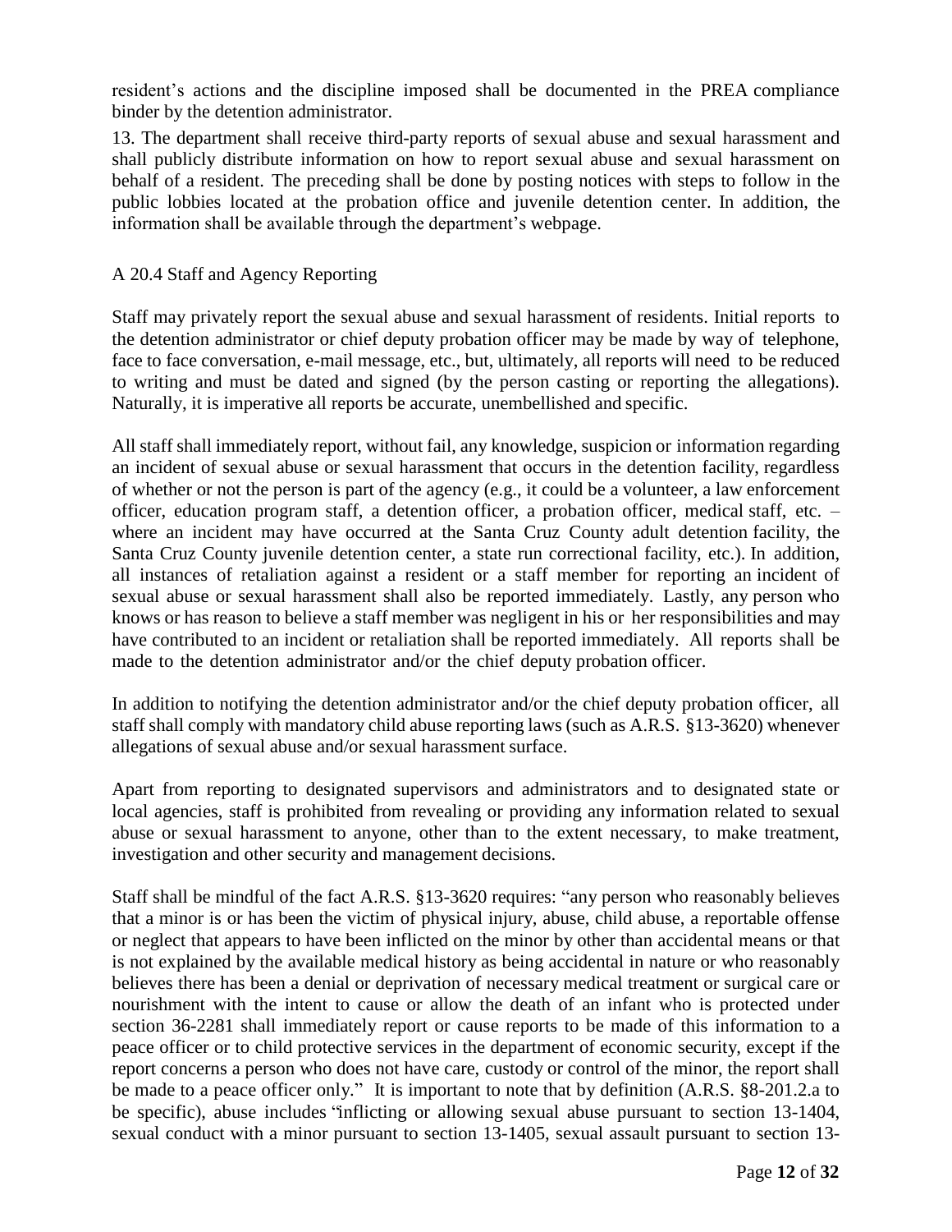resident's actions and the discipline imposed shall be documented in the PREA compliance binder by the detention administrator.

13. The department shall receive third-party reports of sexual abuse and sexual harassment and shall publicly distribute information on how to report sexual abuse and sexual harassment on behalf of a resident. The preceding shall be done by posting notices with steps to follow in the public lobbies located at the probation office and juvenile detention center. In addition, the information shall be available through the department's webpage.

A 20.4 Staff and Agency Reporting

Staff may privately report the sexual abuse and sexual harassment of residents. Initial reports to the detention administrator or chief deputy probation officer may be made by way of telephone, face to face conversation, e-mail message, etc., but, ultimately, all reports will need to be reduced to writing and must be dated and signed (by the person casting or reporting the allegations). Naturally, it is imperative all reports be accurate, unembellished and specific.

All staff shall immediately report, without fail, any knowledge, suspicion or information regarding an incident of sexual abuse or sexual harassment that occurs in the detention facility, regardless of whether or not the person is part of the agency (e.g., it could be a volunteer, a law enforcement officer, education program staff, a detention officer, a probation officer, medical staff, etc. – where an incident may have occurred at the Santa Cruz County adult detention facility, the Santa Cruz County juvenile detention center, a state run correctional facility, etc.). In addition, all instances of retaliation against a resident or a staff member for reporting an incident of sexual abuse or sexual harassment shall also be reported immediately. Lastly, any person who knows or has reason to believe a staff member was negligent in his or her responsibilities and may have contributed to an incident or retaliation shall be reported immediately. All reports shall be made to the detention administrator and/or the chief deputy probation officer.

In addition to notifying the detention administrator and/or the chief deputy probation officer, all staff shall comply with mandatory child abuse reporting laws (such as A.R.S. §13-3620) whenever allegations of sexual abuse and/or sexual harassment surface.

Apart from reporting to designated supervisors and administrators and to designated state or local agencies, staff is prohibited from revealing or providing any information related to sexual abuse or sexual harassment to anyone, other than to the extent necessary, to make treatment, investigation and other security and management decisions.

Staff shall be mindful of the fact A.R.S. §13-3620 requires: "any person who reasonably believes that a minor is or has been the victim of physical injury, abuse, child abuse, a reportable offense or neglect that appears to have been inflicted on the minor by other than accidental means or that is not explained by the available medical history as being accidental in nature or who reasonably believes there has been a denial or deprivation of necessary medical treatment or surgical care or nourishment with the intent to cause or allow the death of an infant who is protected under section 36-2281 shall immediately report or cause reports to be made of this information to a peace officer or to child protective services in the department of economic security, except if the report concerns a person who does not have care, custody or control of the minor, the report shall be made to a peace officer only." It is important to note that by definition (A.R.S. §8-201.2.a to be specific), abuse includes "inflicting or allowing sexual abuse pursuant to section 13-1404, sexual conduct with a minor pursuant to section 13-1405, sexual assault pursuant to section 13-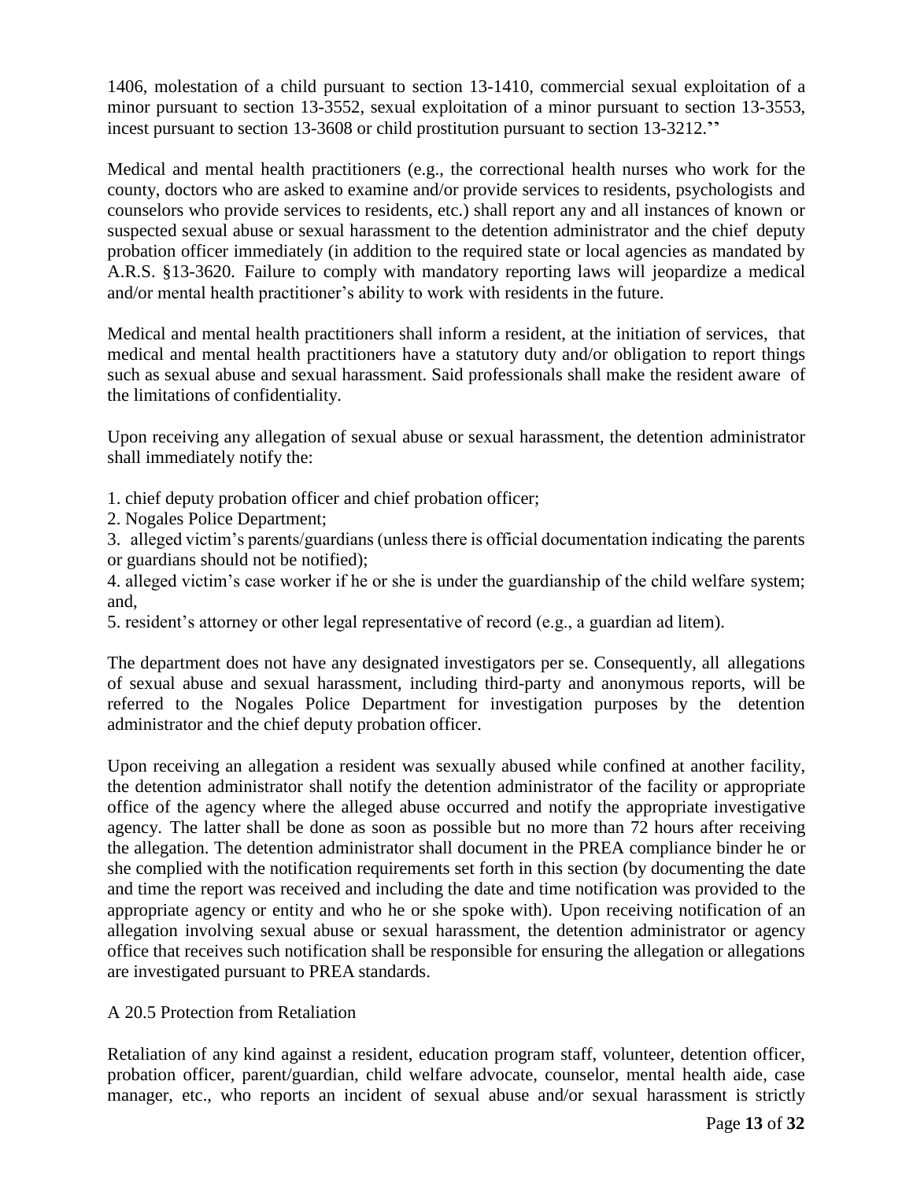1406, molestation of a child pursuant to section 13-1410, commercial sexual exploitation of a minor pursuant to section 13-3552, sexual exploitation of a minor pursuant to section 13-3553, incest pursuant to section 13-3608 or child prostitution pursuant to section 13-3212.''

Medical and mental health practitioners (e.g., the correctional health nurses who work for the county, doctors who are asked to examine and/or provide services to residents, psychologists and counselors who provide services to residents, etc.) shall report any and all instances of known or suspected sexual abuse or sexual harassment to the detention administrator and the chief deputy probation officer immediately (in addition to the required state or local agencies as mandated by A.R.S. §13-3620. Failure to comply with mandatory reporting laws will jeopardize a medical and/or mental health practitioner's ability to work with residents in the future.

Medical and mental health practitioners shall inform a resident, at the initiation of services, that medical and mental health practitioners have a statutory duty and/or obligation to report things such as sexual abuse and sexual harassment. Said professionals shall make the resident aware of the limitations of confidentiality.

Upon receiving any allegation of sexual abuse or sexual harassment, the detention administrator shall immediately notify the:

1. chief deputy probation officer and chief probation officer;
2. Nogales Police Department;
3. alleged victim's parents/guardians (unless there is official documentation indicating the parents or guardians should not be notified);
4. alleged victim's case worker if he or she is under the guardianship of the child welfare system; and,
5. resident's attorney or other legal representative of record (e.g., a guardian ad litem).

The department does not have any designated investigators per se. Consequently, all allegations of sexual abuse and sexual harassment, including third-party and anonymous reports, will be referred to the Nogales Police Department for investigation purposes by the detention administrator and the chief deputy probation officer.

Upon receiving an allegation a resident was sexually abused while confined at another facility, the detention administrator shall notify the detention administrator of the facility or appropriate office of the agency where the alleged abuse occurred and notify the appropriate investigative agency. The latter shall be done as soon as possible but no more than 72 hours after receiving the allegation. The detention administrator shall document in the PREA compliance binder he or she complied with the notification requirements set forth in this section (by documenting the date and time the report was received and including the date and time notification was provided to the appropriate agency or entity and who he or she spoke with). Upon receiving notification of an allegation involving sexual abuse or sexual harassment, the detention administrator or agency office that receives such notification shall be responsible for ensuring the allegation or allegations are investigated pursuant to PREA standards.

A 20.5 Protection from Retaliation

Retaliation of any kind against a resident, education program staff, volunteer, detention officer, probation officer, parent/guardian, child welfare advocate, counselor, mental health aide, case manager, etc., who reports an incident of sexual abuse and/or sexual harassment is strictly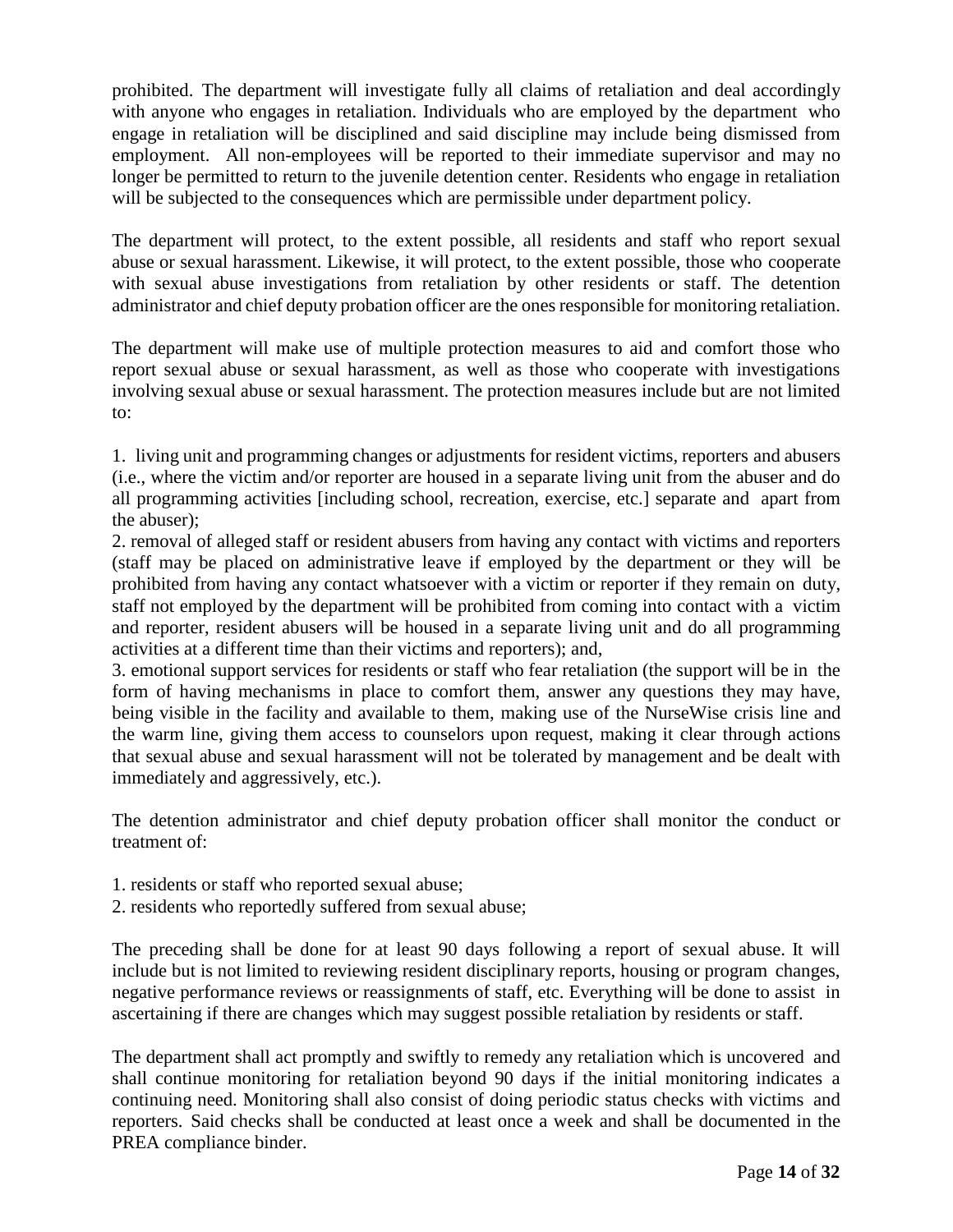prohibited. The department will investigate fully all claims of retaliation and deal accordingly with anyone who engages in retaliation. Individuals who are employed by the department who engage in retaliation will be disciplined and said discipline may include being dismissed from employment. All non-employees will be reported to their immediate supervisor and may no longer be permitted to return to the juvenile detention center. Residents who engage in retaliation will be subjected to the consequences which are permissible under department policy.

The department will protect, to the extent possible, all residents and staff who report sexual abuse or sexual harassment. Likewise, it will protect, to the extent possible, those who cooperate with sexual abuse investigations from retaliation by other residents or staff. The detention administrator and chief deputy probation officer are the ones responsible for monitoring retaliation.

The department will make use of multiple protection measures to aid and comfort those who report sexual abuse or sexual harassment, as well as those who cooperate with investigations involving sexual abuse or sexual harassment. The protection measures include but are not limited to:

1. living unit and programming changes or adjustments for resident victims, reporters and abusers (i.e., where the victim and/or reporter are housed in a separate living unit from the abuser and do all programming activities [including school, recreation, exercise, etc.] separate and apart from the abuser);
2. removal of alleged staff or resident abusers from having any contact with victims and reporters (staff may be placed on administrative leave if employed by the department or they will be prohibited from having any contact whatsoever with a victim or reporter if they remain on duty, staff not employed by the department will be prohibited from coming into contact with a victim and reporter, resident abusers will be housed in a separate living unit and do all programming activities at a different time than their victims and reporters); and,
3. emotional support services for residents or staff who fear retaliation (the support will be in the form of having mechanisms in place to comfort them, answer any questions they may have, being visible in the facility and available to them, making use of the NurseWise crisis line and the warm line, giving them access to counselors upon request, making it clear through actions that sexual abuse and sexual harassment will not be tolerated by management and be dealt with immediately and aggressively, etc.).

The detention administrator and chief deputy probation officer shall monitor the conduct or treatment of:

1. residents or staff who reported sexual abuse;
2. residents who reportedly suffered from sexual abuse;

The preceding shall be done for at least 90 days following a report of sexual abuse. It will include but is not limited to reviewing resident disciplinary reports, housing or program changes, negative performance reviews or reassignments of staff, etc. Everything will be done to assist in ascertaining if there are changes which may suggest possible retaliation by residents or staff.

The department shall act promptly and swiftly to remedy any retaliation which is uncovered and shall continue monitoring for retaliation beyond 90 days if the initial monitoring indicates a continuing need. Monitoring shall also consist of doing periodic status checks with victims and reporters. Said checks shall be conducted at least once a week and shall be documented in the PREA compliance binder.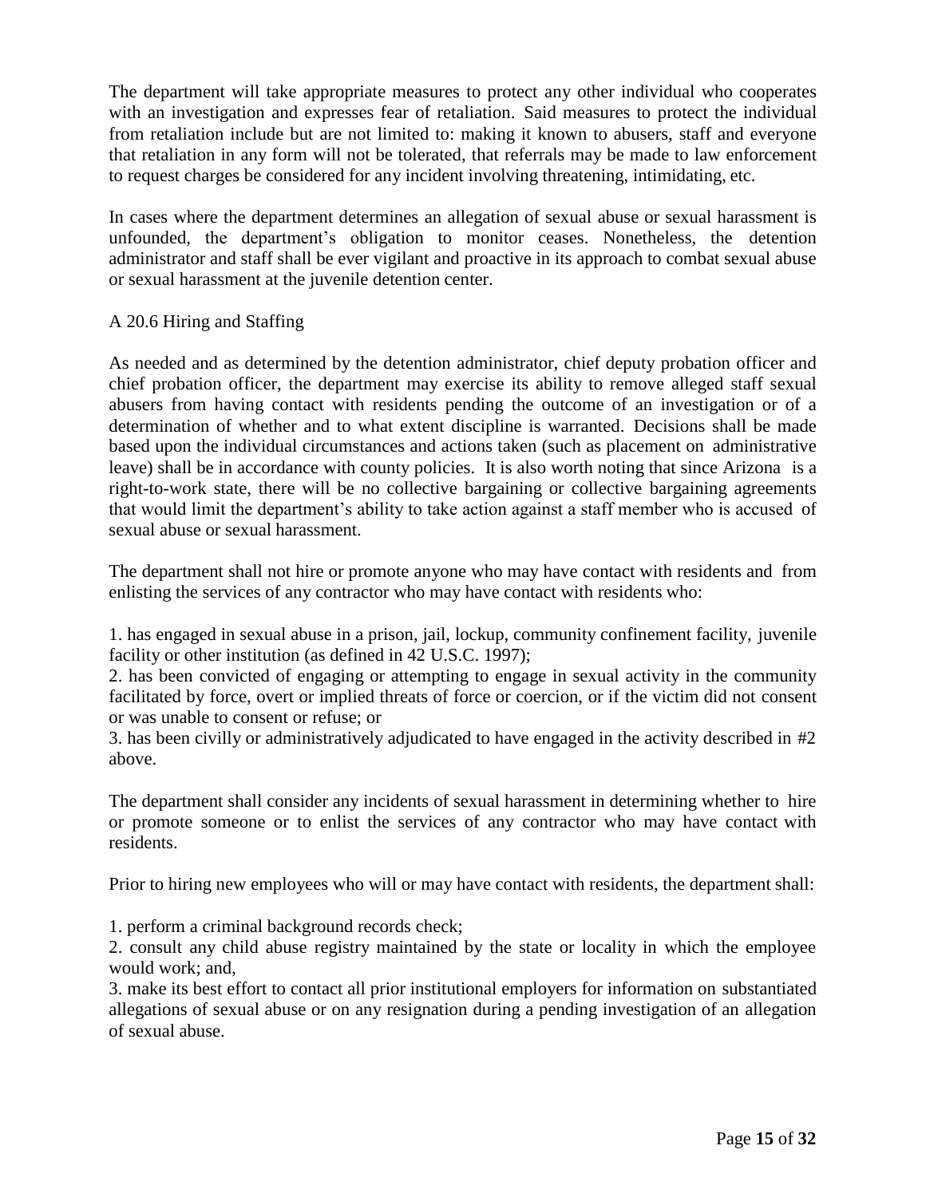The department will take appropriate measures to protect any other individual who cooperates with an investigation and expresses fear of retaliation. Said measures to protect the individual from retaliation include but are not limited to: making it known to abusers, staff and everyone that retaliation in any form will not be tolerated, that referrals may be made to law enforcement to request charges be considered for any incident involving threatening, intimidating, etc.

In cases where the department determines an allegation of sexual abuse or sexual harassment is unfounded, the department's obligation to monitor ceases. Nonetheless, the detention administrator and staff shall be ever vigilant and proactive in its approach to combat sexual abuse or sexual harassment at the juvenile detention center.

## A 20.6 Hiring and Staffing

As needed and as determined by the detention administrator, chief deputy probation officer and chief probation officer, the department may exercise its ability to remove alleged staff sexual abusers from having contact with residents pending the outcome of an investigation or of a determination of whether and to what extent discipline is warranted. Decisions shall be made based upon the individual circumstances and actions taken (such as placement on administrative leave) shall be in accordance with county policies. It is also worth noting that since Arizona is a right-to-work state, there will be no collective bargaining or collective bargaining agreements that would limit the department's ability to take action against a staff member who is accused of sexual abuse or sexual harassment.

The department shall not hire or promote anyone who may have contact with residents and from enlisting the services of any contractor who may have contact with residents who:

1. has engaged in sexual abuse in a prison, jail, lockup, community confinement facility, juvenile facility or other institution (as defined in 42 U.S.C. 1997);
2. has been convicted of engaging or attempting to engage in sexual activity in the community facilitated by force, overt or implied threats of force or coercion, or if the victim did not consent or was unable to consent or refuse; or
3. has been civilly or administratively adjudicated to have engaged in the activity described in #2 above.

The department shall consider any incidents of sexual harassment in determining whether to hire or promote someone or to enlist the services of any contractor who may have contact with residents.

Prior to hiring new employees who will or may have contact with residents, the department shall:

1. perform a criminal background records check;
2. consult any child abuse registry maintained by the state or locality in which the employee would work; and,
3. make its best effort to contact all prior institutional employers for information on substantiated allegations of sexual abuse or on any resignation during a pending investigation of an allegation of sexual abuse.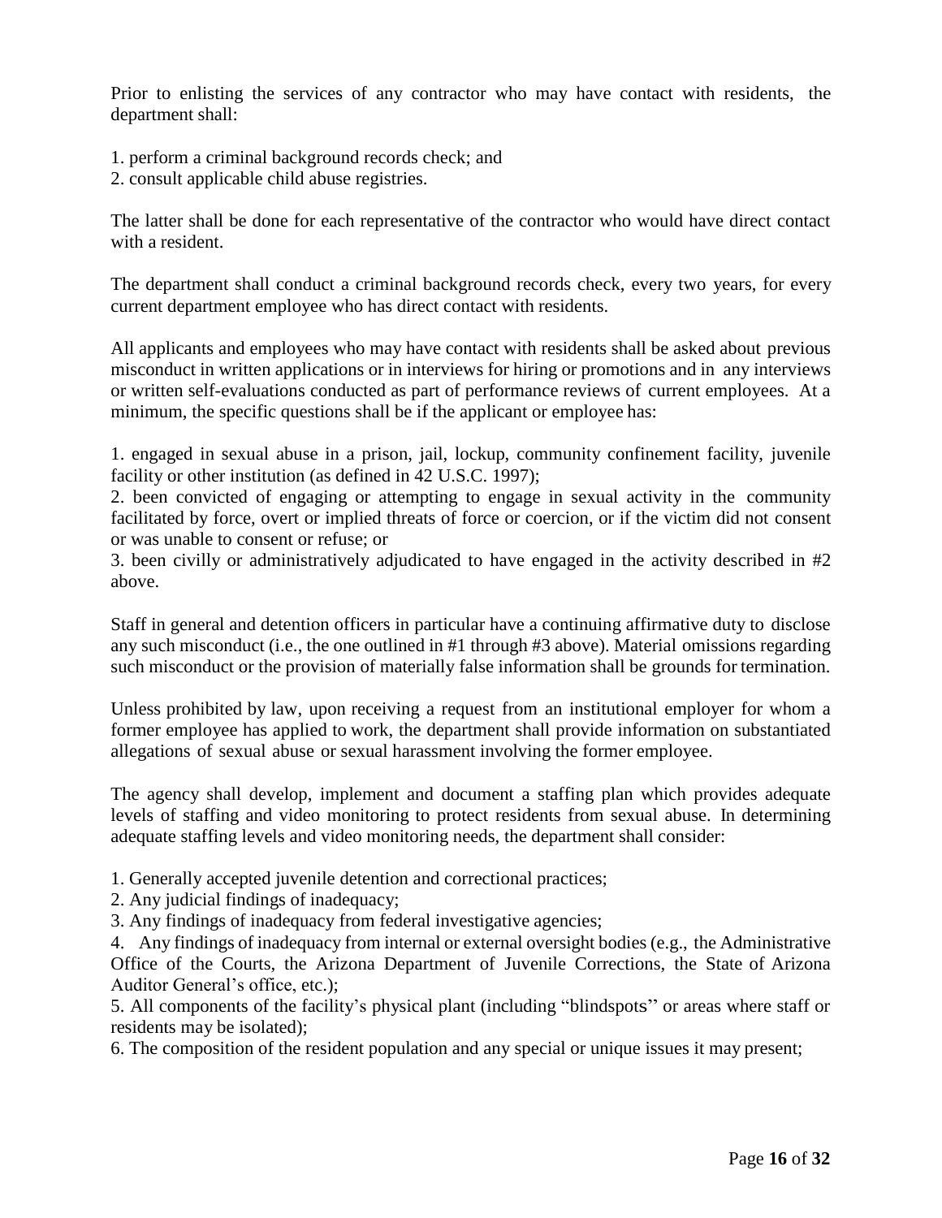Prior to enlisting the services of any contractor who may have contact with residents, the department shall:

1. perform a criminal background records check; and
2. consult applicable child abuse registries.

The latter shall be done for each representative of the contractor who would have direct contact with a resident.

The department shall conduct a criminal background records check, every two years, for every current department employee who has direct contact with residents.

All applicants and employees who may have contact with residents shall be asked about previous misconduct in written applications or in interviews for hiring or promotions and in any interviews or written self-evaluations conducted as part of performance reviews of current employees. At a minimum, the specific questions shall be if the applicant or employee has:

1. engaged in sexual abuse in a prison, jail, lockup, community confinement facility, juvenile facility or other institution (as defined in 42 U.S.C. 1997);
2. been convicted of engaging or attempting to engage in sexual activity in the community facilitated by force, overt or implied threats of force or coercion, or if the victim did not consent or was unable to consent or refuse; or
3. been civilly or administratively adjudicated to have engaged in the activity described in #2 above.

Staff in general and detention officers in particular have a continuing affirmative duty to disclose any such misconduct (i.e., the one outlined in #1 through #3 above). Material omissions regarding such misconduct or the provision of materially false information shall be grounds for termination.

Unless prohibited by law, upon receiving a request from an institutional employer for whom a former employee has applied to work, the department shall provide information on substantiated allegations of sexual abuse or sexual harassment involving the former employee.

The agency shall develop, implement and document a staffing plan which provides adequate levels of staffing and video monitoring to protect residents from sexual abuse. In determining adequate staffing levels and video monitoring needs, the department shall consider:

1. Generally accepted juvenile detention and correctional practices;
2. Any judicial findings of inadequacy;
3. Any findings of inadequacy from federal investigative agencies;
4. Any findings of inadequacy from internal or external oversight bodies (e.g., the Administrative Office of the Courts, the Arizona Department of Juvenile Corrections, the State of Arizona Auditor General's office, etc.);
5. All components of the facility's physical plant (including "blindspots" or areas where staff or residents may be isolated);
6. The composition of the resident population and any special or unique issues it may present;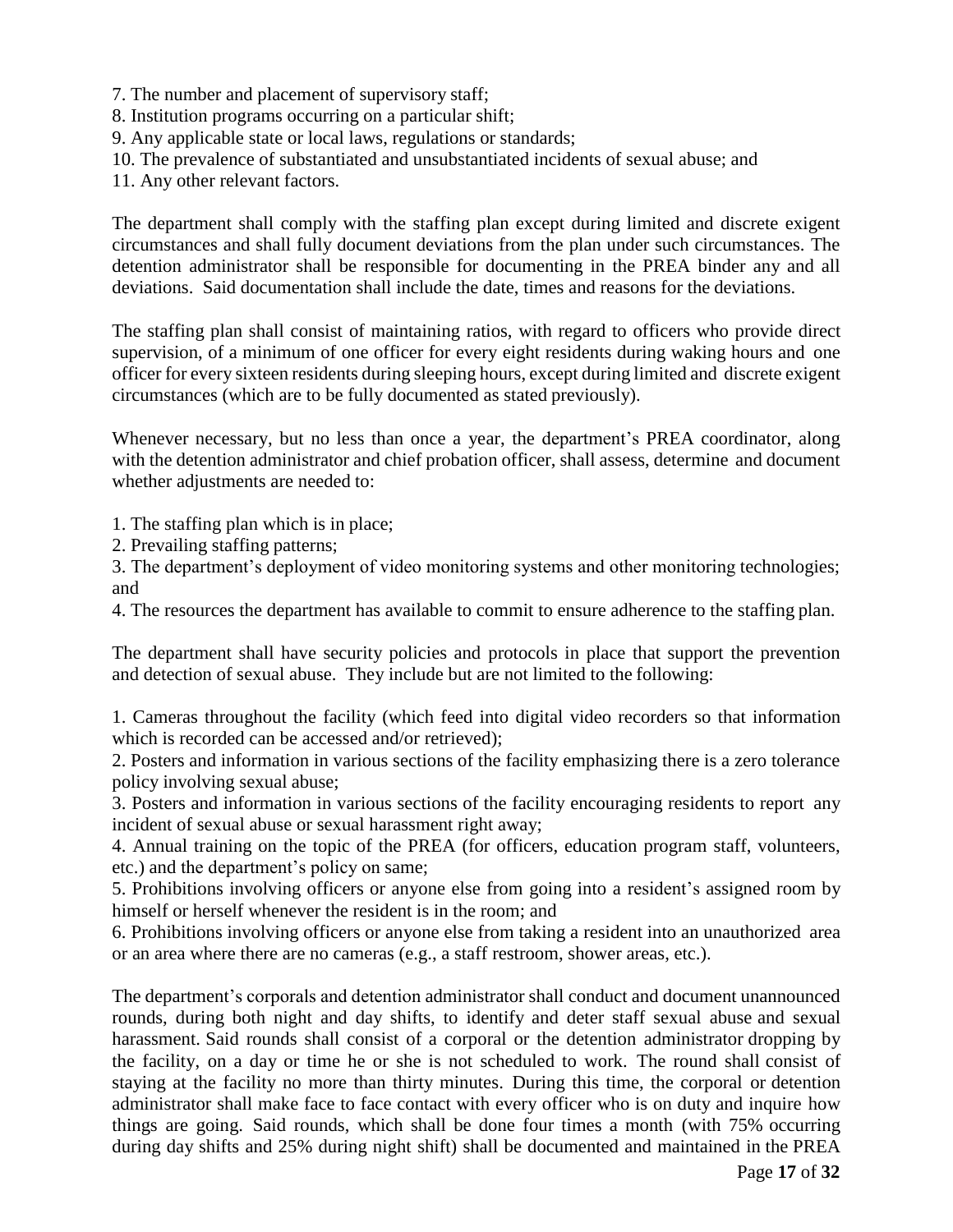7. The number and placement of supervisory staff;
8. Institution programs occurring on a particular shift;
9. Any applicable state or local laws, regulations or standards;
10. The prevalence of substantiated and unsubstantiated incidents of sexual abuse; and
11. Any other relevant factors.

The department shall comply with the staffing plan except during limited and discrete exigent circumstances and shall fully document deviations from the plan under such circumstances. The detention administrator shall be responsible for documenting in the PREA binder any and all deviations. Said documentation shall include the date, times and reasons for the deviations.

The staffing plan shall consist of maintaining ratios, with regard to officers who provide direct supervision, of a minimum of one officer for every eight residents during waking hours and one officer for every sixteen residents during sleeping hours, except during limited and discrete exigent circumstances (which are to be fully documented as stated previously).

Whenever necessary, but no less than once a year, the department's PREA coordinator, along with the detention administrator and chief probation officer, shall assess, determine and document whether adjustments are needed to:

1. The staffing plan which is in place;
2. Prevailing staffing patterns;
3. The department's deployment of video monitoring systems and other monitoring technologies; and
4. The resources the department has available to commit to ensure adherence to the staffing plan.

The department shall have security policies and protocols in place that support the prevention and detection of sexual abuse. They include but are not limited to the following:

1. Cameras throughout the facility (which feed into digital video recorders so that information which is recorded can be accessed and/or retrieved);
2. Posters and information in various sections of the facility emphasizing there is a zero tolerance policy involving sexual abuse;
3. Posters and information in various sections of the facility encouraging residents to report any incident of sexual abuse or sexual harassment right away;
4. Annual training on the topic of the PREA (for officers, education program staff, volunteers, etc.) and the department's policy on same;
5. Prohibitions involving officers or anyone else from going into a resident's assigned room by himself or herself whenever the resident is in the room; and
6. Prohibitions involving officers or anyone else from taking a resident into an unauthorized area or an area where there are no cameras (e.g., a staff restroom, shower areas, etc.).

The department's corporals and detention administrator shall conduct and document unannounced rounds, during both night and day shifts, to identify and deter staff sexual abuse and sexual harassment. Said rounds shall consist of a corporal or the detention administrator dropping by the facility, on a day or time he or she is not scheduled to work. The round shall consist of staying at the facility no more than thirty minutes. During this time, the corporal or detention administrator shall make face to face contact with every officer who is on duty and inquire how things are going. Said rounds, which shall be done four times a month (with 75% occurring during day shifts and 25% during night shift) shall be documented and maintained in the PREA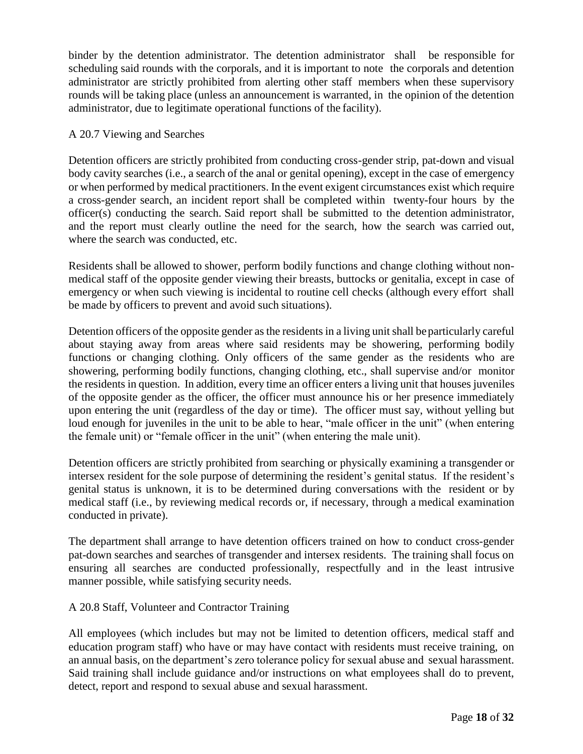binder by the detention administrator. The detention administrator shall be responsible for scheduling said rounds with the corporals, and it is important to note the corporals and detention administrator are strictly prohibited from alerting other staff members when these supervisory rounds will be taking place (unless an announcement is warranted, in the opinion of the detention administrator, due to legitimate operational functions of the facility).

### A 20.7 Viewing and Searches

Detention officers are strictly prohibited from conducting cross-gender strip, pat-down and visual body cavity searches (i.e., a search of the anal or genital opening), except in the case of emergency or when performed by medical practitioners. In the event exigent circumstances exist which require a cross-gender search, an incident report shall be completed within twenty-four hours by the officer(s) conducting the search. Said report shall be submitted to the detention administrator, and the report must clearly outline the need for the search, how the search was carried out, where the search was conducted, etc.

Residents shall be allowed to shower, perform bodily functions and change clothing without non-medical staff of the opposite gender viewing their breasts, buttocks or genitalia, except in case of emergency or when such viewing is incidental to routine cell checks (although every effort shall be made by officers to prevent and avoid such situations).

Detention officers of the opposite gender as the residents in a living unit shall be particularly careful about staying away from areas where said residents may be showering, performing bodily functions or changing clothing. Only officers of the same gender as the residents who are showering, performing bodily functions, changing clothing, etc., shall supervise and/or monitor the residents in question. In addition, every time an officer enters a living unit that houses juveniles of the opposite gender as the officer, the officer must announce his or her presence immediately upon entering the unit (regardless of the day or time). The officer must say, without yelling but loud enough for juveniles in the unit to be able to hear, "male officer in the unit" (when entering the female unit) or "female officer in the unit" (when entering the male unit).

Detention officers are strictly prohibited from searching or physically examining a transgender or intersex resident for the sole purpose of determining the resident's genital status. If the resident's genital status is unknown, it is to be determined during conversations with the resident or by medical staff (i.e., by reviewing medical records or, if necessary, through a medical examination conducted in private).

The department shall arrange to have detention officers trained on how to conduct cross-gender pat-down searches and searches of transgender and intersex residents. The training shall focus on ensuring all searches are conducted professionally, respectfully and in the least intrusive manner possible, while satisfying security needs.

### A 20.8 Staff, Volunteer and Contractor Training

All employees (which includes but may not be limited to detention officers, medical staff and education program staff) who have or may have contact with residents must receive training, on an annual basis, on the department's zero tolerance policy for sexual abuse and sexual harassment. Said training shall include guidance and/or instructions on what employees shall do to prevent, detect, report and respond to sexual abuse and sexual harassment.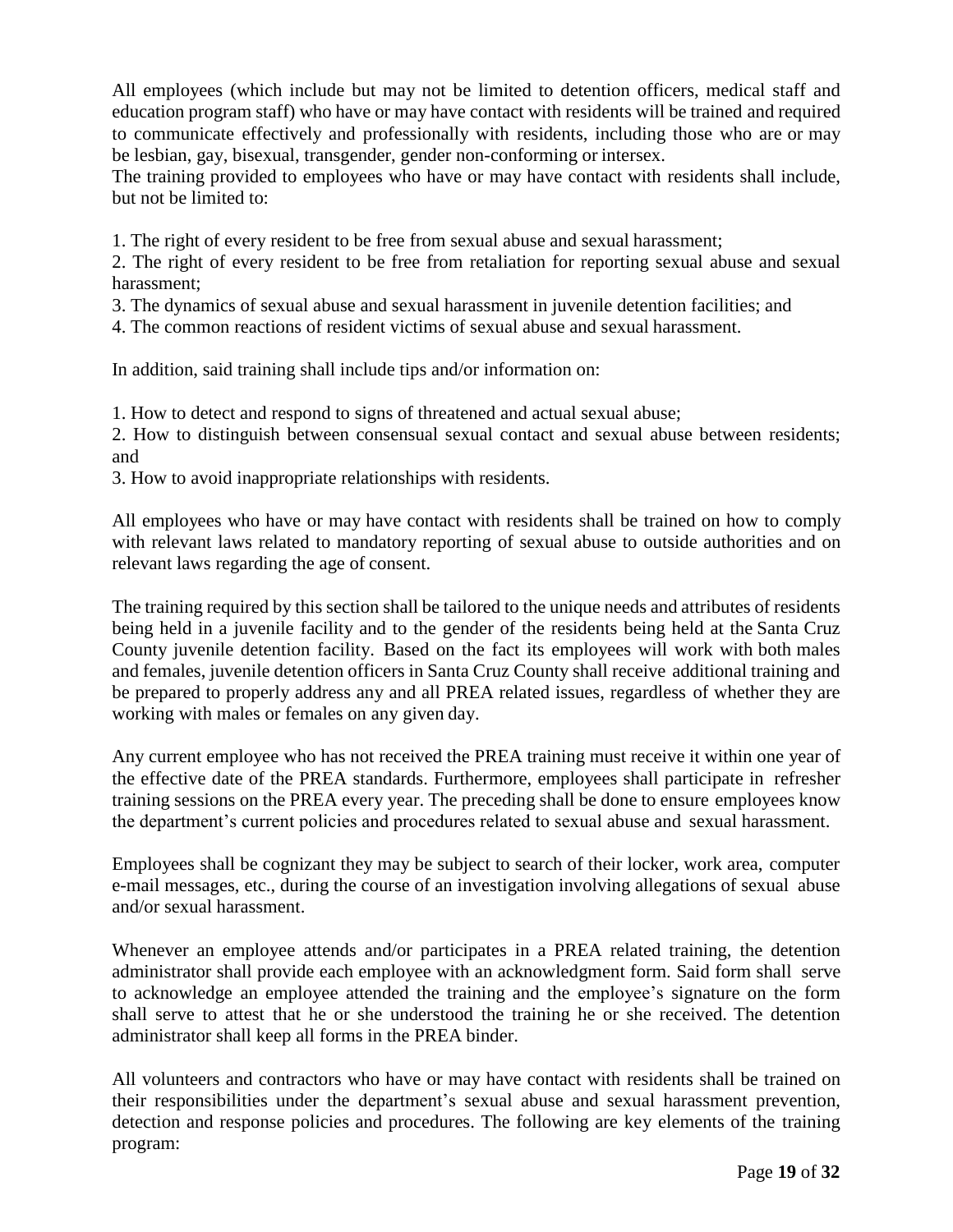All employees (which include but may not be limited to detention officers, medical staff and education program staff) who have or may have contact with residents will be trained and required to communicate effectively and professionally with residents, including those who are or may be lesbian, gay, bisexual, transgender, gender non-conforming or intersex.
The training provided to employees who have or may have contact with residents shall include, but not be limited to:

1. The right of every resident to be free from sexual abuse and sexual harassment;
2. The right of every resident to be free from retaliation for reporting sexual abuse and sexual harassment;
3. The dynamics of sexual abuse and sexual harassment in juvenile detention facilities; and
4. The common reactions of resident victims of sexual abuse and sexual harassment.

In addition, said training shall include tips and/or information on:

1. How to detect and respond to signs of threatened and actual sexual abuse;
2. How to distinguish between consensual sexual contact and sexual abuse between residents; and
3. How to avoid inappropriate relationships with residents.

All employees who have or may have contact with residents shall be trained on how to comply with relevant laws related to mandatory reporting of sexual abuse to outside authorities and on relevant laws regarding the age of consent.

The training required by this section shall be tailored to the unique needs and attributes of residents being held in a juvenile facility and to the gender of the residents being held at the Santa Cruz County juvenile detention facility. Based on the fact its employees will work with both males and females, juvenile detention officers in Santa Cruz County shall receive additional training and be prepared to properly address any and all PREA related issues, regardless of whether they are working with males or females on any given day.

Any current employee who has not received the PREA training must receive it within one year of the effective date of the PREA standards. Furthermore, employees shall participate in refresher training sessions on the PREA every year. The preceding shall be done to ensure employees know the department's current policies and procedures related to sexual abuse and sexual harassment.

Employees shall be cognizant they may be subject to search of their locker, work area, computer e-mail messages, etc., during the course of an investigation involving allegations of sexual abuse and/or sexual harassment.

Whenever an employee attends and/or participates in a PREA related training, the detention administrator shall provide each employee with an acknowledgment form. Said form shall serve to acknowledge an employee attended the training and the employee's signature on the form shall serve to attest that he or she understood the training he or she received. The detention administrator shall keep all forms in the PREA binder.

All volunteers and contractors who have or may have contact with residents shall be trained on their responsibilities under the department's sexual abuse and sexual harassment prevention, detection and response policies and procedures. The following are key elements of the training program: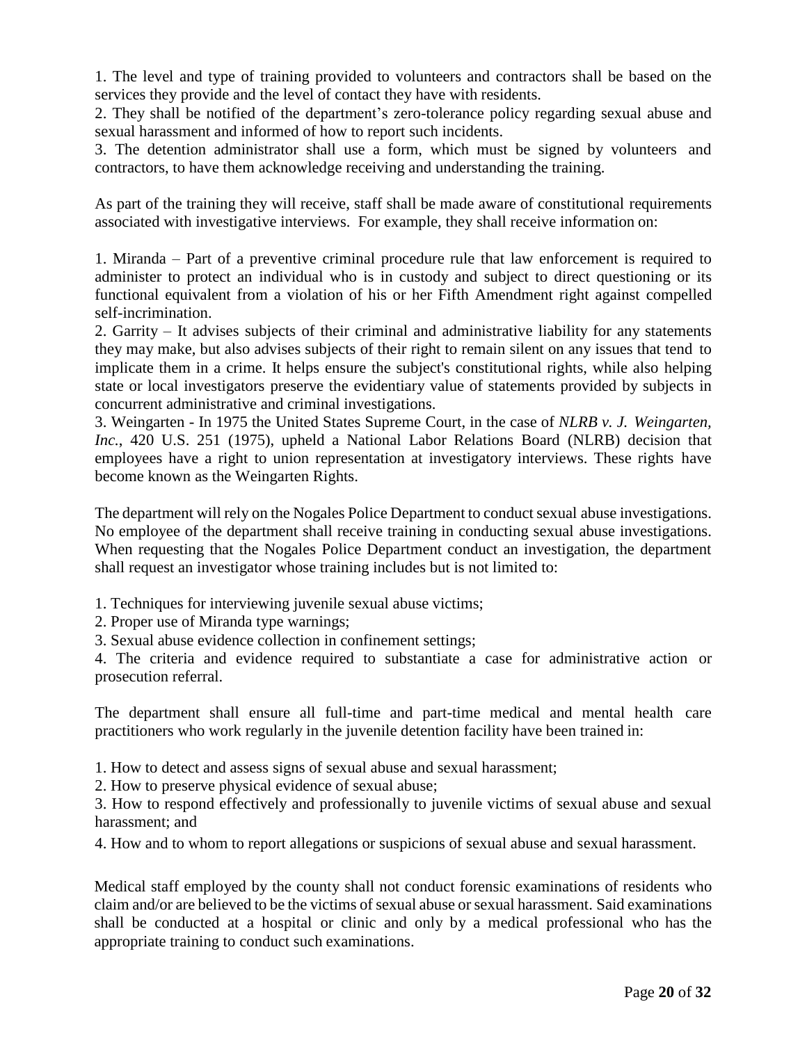1. The level and type of training provided to volunteers and contractors shall be based on the services they provide and the level of contact they have with residents.
2. They shall be notified of the department's zero-tolerance policy regarding sexual abuse and sexual harassment and informed of how to report such incidents.
3. The detention administrator shall use a form, which must be signed by volunteers and contractors, to have them acknowledge receiving and understanding the training.

As part of the training they will receive, staff shall be made aware of constitutional requirements associated with investigative interviews. For example, they shall receive information on:

1. Miranda – Part of a preventive criminal procedure rule that law enforcement is required to administer to protect an individual who is in custody and subject to direct questioning or its functional equivalent from a violation of his or her Fifth Amendment right against compelled self-incrimination.
2. Garrity – It advises subjects of their criminal and administrative liability for any statements they may make, but also advises subjects of their right to remain silent on any issues that tend to implicate them in a crime. It helps ensure the subject's constitutional rights, while also helping state or local investigators preserve the evidentiary value of statements provided by subjects in concurrent administrative and criminal investigations.
3. Weingarten - In 1975 the United States Supreme Court, in the case of *NLRB v. J. Weingarten, Inc.*, 420 U.S. 251 (1975), upheld a National Labor Relations Board (NLRB) decision that employees have a right to union representation at investigatory interviews. These rights have become known as the Weingarten Rights.

The department will rely on the Nogales Police Department to conduct sexual abuse investigations. No employee of the department shall receive training in conducting sexual abuse investigations. When requesting that the Nogales Police Department conduct an investigation, the department shall request an investigator whose training includes but is not limited to:

1. Techniques for interviewing juvenile sexual abuse victims;
2. Proper use of Miranda type warnings;
3. Sexual abuse evidence collection in confinement settings;
4. The criteria and evidence required to substantiate a case for administrative action or prosecution referral.

The department shall ensure all full-time and part-time medical and mental health care practitioners who work regularly in the juvenile detention facility have been trained in:

1. How to detect and assess signs of sexual abuse and sexual harassment;
2. How to preserve physical evidence of sexual abuse;
3. How to respond effectively and professionally to juvenile victims of sexual abuse and sexual harassment; and
4. How and to whom to report allegations or suspicions of sexual abuse and sexual harassment.

Medical staff employed by the county shall not conduct forensic examinations of residents who claim and/or are believed to be the victims of sexual abuse or sexual harassment. Said examinations shall be conducted at a hospital or clinic and only by a medical professional who has the appropriate training to conduct such examinations.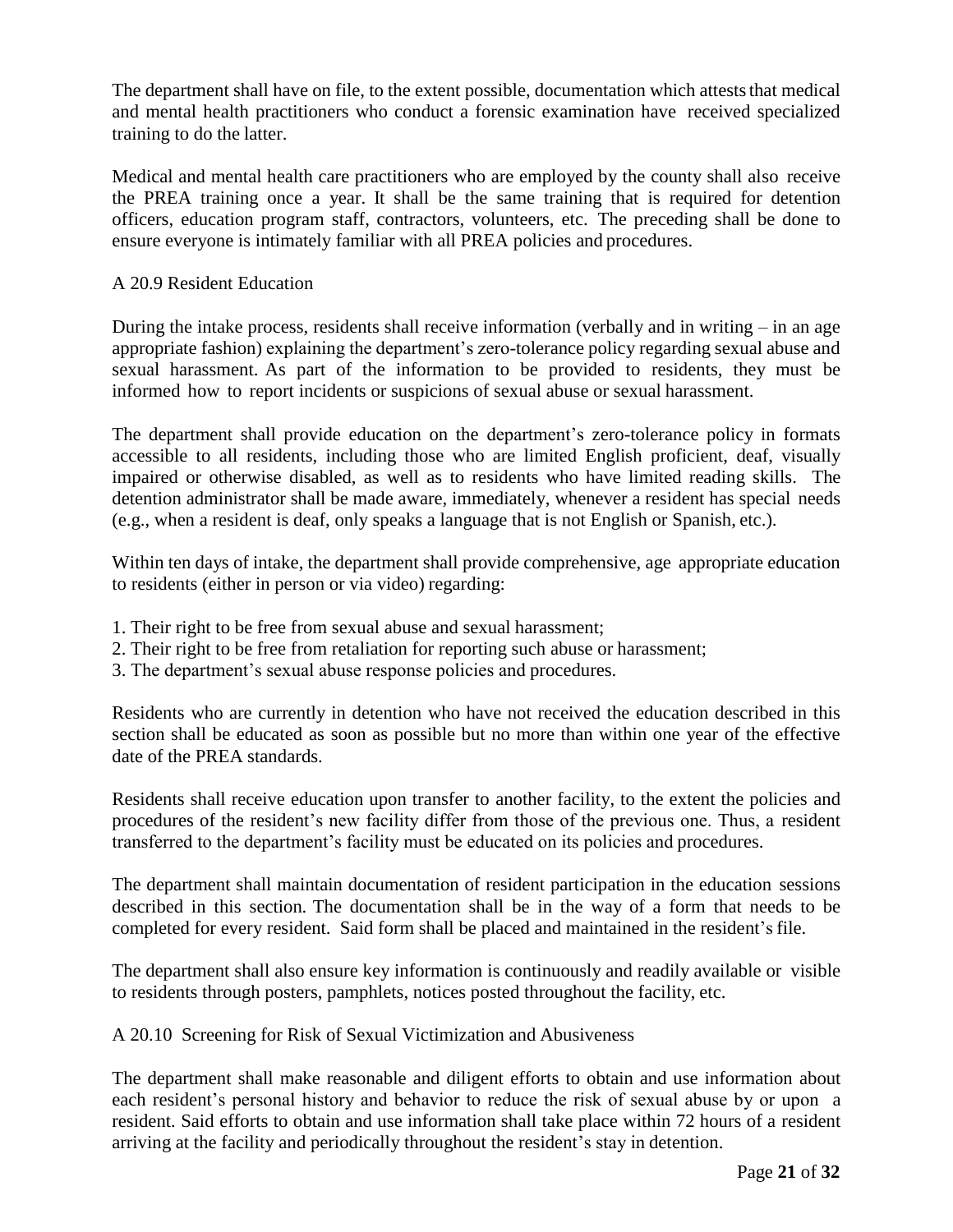The department shall have on file, to the extent possible, documentation which attests that medical and mental health practitioners who conduct a forensic examination have received specialized training to do the latter.

Medical and mental health care practitioners who are employed by the county shall also receive the PREA training once a year. It shall be the same training that is required for detention officers, education program staff, contractors, volunteers, etc. The preceding shall be done to ensure everyone is intimately familiar with all PREA policies and procedures.

A 20.9 Resident Education

During the intake process, residents shall receive information (verbally and in writing – in an age appropriate fashion) explaining the department's zero-tolerance policy regarding sexual abuse and sexual harassment. As part of the information to be provided to residents, they must be informed how to report incidents or suspicions of sexual abuse or sexual harassment.

The department shall provide education on the department's zero-tolerance policy in formats accessible to all residents, including those who are limited English proficient, deaf, visually impaired or otherwise disabled, as well as to residents who have limited reading skills. The detention administrator shall be made aware, immediately, whenever a resident has special needs (e.g., when a resident is deaf, only speaks a language that is not English or Spanish, etc.).

Within ten days of intake, the department shall provide comprehensive, age appropriate education to residents (either in person or via video) regarding:

1. Their right to be free from sexual abuse and sexual harassment;
2. Their right to be free from retaliation for reporting such abuse or harassment;
3. The department's sexual abuse response policies and procedures.

Residents who are currently in detention who have not received the education described in this section shall be educated as soon as possible but no more than within one year of the effective date of the PREA standards.

Residents shall receive education upon transfer to another facility, to the extent the policies and procedures of the resident's new facility differ from those of the previous one. Thus, a resident transferred to the department's facility must be educated on its policies and procedures.

The department shall maintain documentation of resident participation in the education sessions described in this section. The documentation shall be in the way of a form that needs to be completed for every resident. Said form shall be placed and maintained in the resident's file.

The department shall also ensure key information is continuously and readily available or visible to residents through posters, pamphlets, notices posted throughout the facility, etc.

A 20.10 Screening for Risk of Sexual Victimization and Abusiveness

The department shall make reasonable and diligent efforts to obtain and use information about each resident's personal history and behavior to reduce the risk of sexual abuse by or upon a resident. Said efforts to obtain and use information shall take place within 72 hours of a resident arriving at the facility and periodically throughout the resident's stay in detention.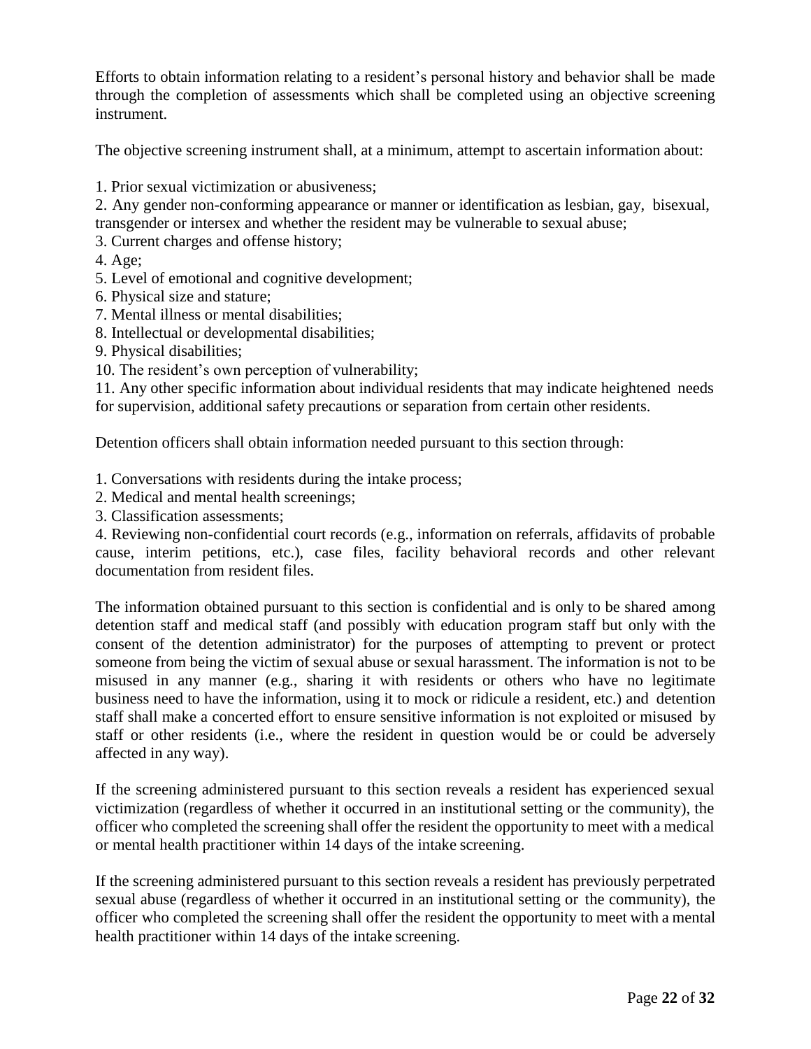Efforts to obtain information relating to a resident's personal history and behavior shall be made through the completion of assessments which shall be completed using an objective screening instrument.

The objective screening instrument shall, at a minimum, attempt to ascertain information about:

1. Prior sexual victimization or abusiveness;
2. Any gender non-conforming appearance or manner or identification as lesbian, gay, bisexual, transgender or intersex and whether the resident may be vulnerable to sexual abuse;
3. Current charges and offense history;
4. Age;
5. Level of emotional and cognitive development;
6. Physical size and stature;
7. Mental illness or mental disabilities;
8. Intellectual or developmental disabilities;
9. Physical disabilities;
10. The resident's own perception of vulnerability;
11. Any other specific information about individual residents that may indicate heightened needs for supervision, additional safety precautions or separation from certain other residents.

Detention officers shall obtain information needed pursuant to this section through:

1. Conversations with residents during the intake process;
2. Medical and mental health screenings;
3. Classification assessments;
4. Reviewing non-confidential court records (e.g., information on referrals, affidavits of probable cause, interim petitions, etc.), case files, facility behavioral records and other relevant documentation from resident files.

The information obtained pursuant to this section is confidential and is only to be shared among detention staff and medical staff (and possibly with education program staff but only with the consent of the detention administrator) for the purposes of attempting to prevent or protect someone from being the victim of sexual abuse or sexual harassment. The information is not to be misused in any manner (e.g., sharing it with residents or others who have no legitimate business need to have the information, using it to mock or ridicule a resident, etc.) and detention staff shall make a concerted effort to ensure sensitive information is not exploited or misused by staff or other residents (i.e., where the resident in question would be or could be adversely affected in any way).

If the screening administered pursuant to this section reveals a resident has experienced sexual victimization (regardless of whether it occurred in an institutional setting or the community), the officer who completed the screening shall offer the resident the opportunity to meet with a medical or mental health practitioner within 14 days of the intake screening.

If the screening administered pursuant to this section reveals a resident has previously perpetrated sexual abuse (regardless of whether it occurred in an institutional setting or the community), the officer who completed the screening shall offer the resident the opportunity to meet with a mental health practitioner within 14 days of the intake screening.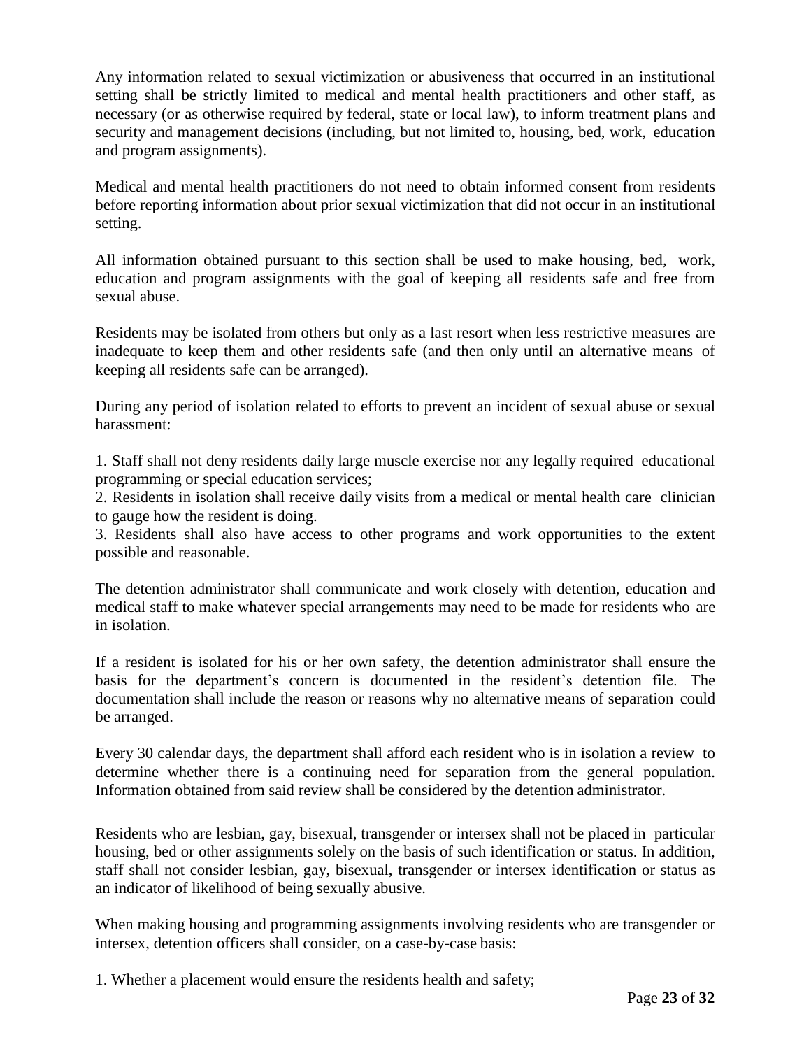Any information related to sexual victimization or abusiveness that occurred in an institutional setting shall be strictly limited to medical and mental health practitioners and other staff, as necessary (or as otherwise required by federal, state or local law), to inform treatment plans and security and management decisions (including, but not limited to, housing, bed, work, education and program assignments).

Medical and mental health practitioners do not need to obtain informed consent from residents before reporting information about prior sexual victimization that did not occur in an institutional setting.

All information obtained pursuant to this section shall be used to make housing, bed, work, education and program assignments with the goal of keeping all residents safe and free from sexual abuse.

Residents may be isolated from others but only as a last resort when less restrictive measures are inadequate to keep them and other residents safe (and then only until an alternative means of keeping all residents safe can be arranged).

During any period of isolation related to efforts to prevent an incident of sexual abuse or sexual harassment:

1. Staff shall not deny residents daily large muscle exercise nor any legally required educational programming or special education services;
2. Residents in isolation shall receive daily visits from a medical or mental health care clinician to gauge how the resident is doing.
3. Residents shall also have access to other programs and work opportunities to the extent possible and reasonable.

The detention administrator shall communicate and work closely with detention, education and medical staff to make whatever special arrangements may need to be made for residents who are in isolation.

If a resident is isolated for his or her own safety, the detention administrator shall ensure the basis for the department's concern is documented in the resident's detention file. The documentation shall include the reason or reasons why no alternative means of separation could be arranged.

Every 30 calendar days, the department shall afford each resident who is in isolation a review to determine whether there is a continuing need for separation from the general population. Information obtained from said review shall be considered by the detention administrator.

Residents who are lesbian, gay, bisexual, transgender or intersex shall not be placed in particular housing, bed or other assignments solely on the basis of such identification or status. In addition, staff shall not consider lesbian, gay, bisexual, transgender or intersex identification or status as an indicator of likelihood of being sexually abusive.

When making housing and programming assignments involving residents who are transgender or intersex, detention officers shall consider, on a case-by-case basis:

1. Whether a placement would ensure the residents health and safety;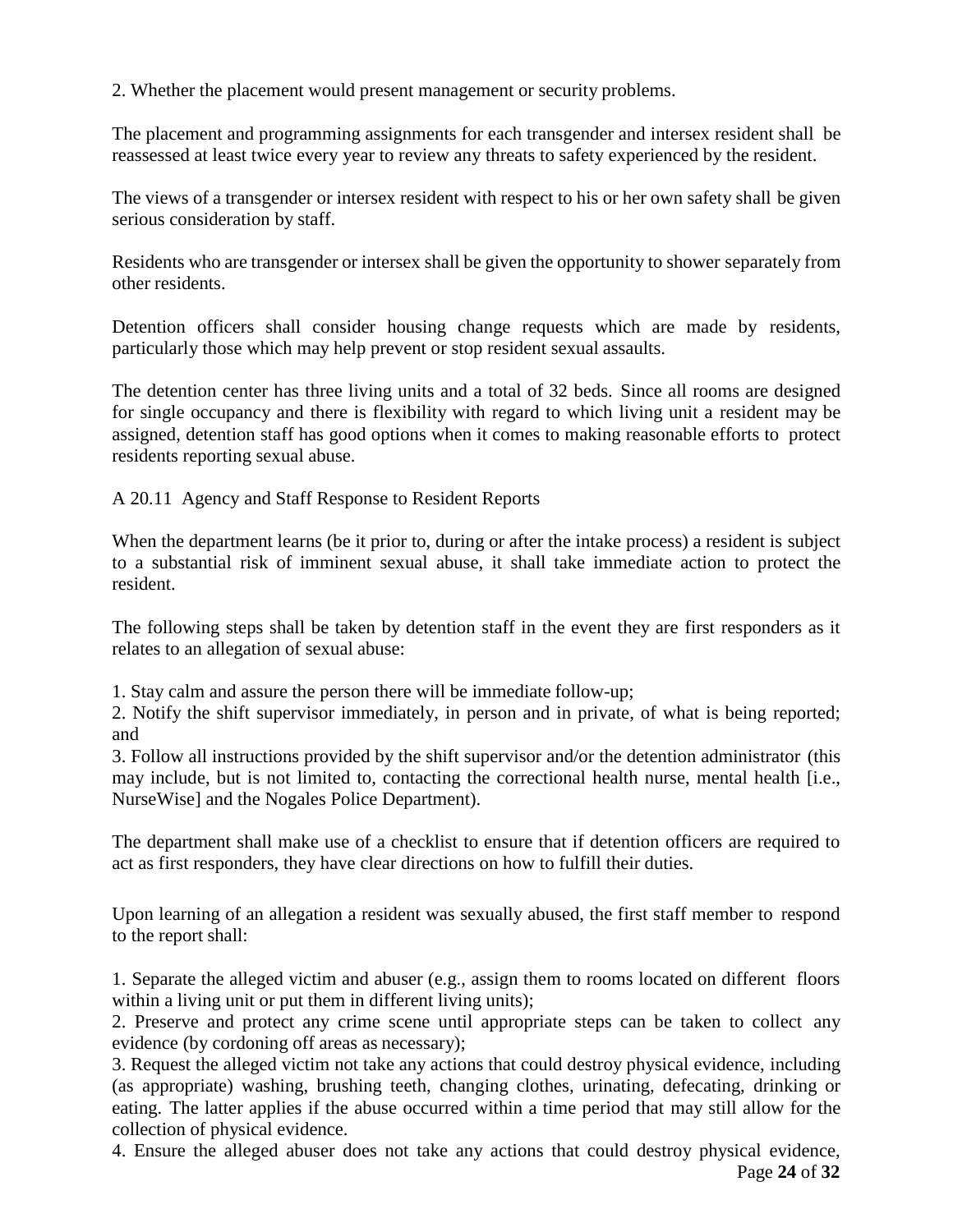2. Whether the placement would present management or security problems.

The placement and programming assignments for each transgender and intersex resident shall be reassessed at least twice every year to review any threats to safety experienced by the resident.

The views of a transgender or intersex resident with respect to his or her own safety shall be given serious consideration by staff.

Residents who are transgender or intersex shall be given the opportunity to shower separately from other residents.

Detention officers shall consider housing change requests which are made by residents, particularly those which may help prevent or stop resident sexual assaults.

The detention center has three living units and a total of 32 beds. Since all rooms are designed for single occupancy and there is flexibility with regard to which living unit a resident may be assigned, detention staff has good options when it comes to making reasonable efforts to protect residents reporting sexual abuse.

A 20.11 Agency and Staff Response to Resident Reports

When the department learns (be it prior to, during or after the intake process) a resident is subject to a substantial risk of imminent sexual abuse, it shall take immediate action to protect the resident.

The following steps shall be taken by detention staff in the event they are first responders as it relates to an allegation of sexual abuse:

1. Stay calm and assure the person there will be immediate follow-up;
2. Notify the shift supervisor immediately, in person and in private, of what is being reported; and
3. Follow all instructions provided by the shift supervisor and/or the detention administrator (this may include, but is not limited to, contacting the correctional health nurse, mental health [i.e., NurseWise] and the Nogales Police Department).

The department shall make use of a checklist to ensure that if detention officers are required to act as first responders, they have clear directions on how to fulfill their duties.

Upon learning of an allegation a resident was sexually abused, the first staff member to respond to the report shall:

1. Separate the alleged victim and abuser (e.g., assign them to rooms located on different floors within a living unit or put them in different living units);
2. Preserve and protect any crime scene until appropriate steps can be taken to collect any evidence (by cordoning off areas as necessary);
3. Request the alleged victim not take any actions that could destroy physical evidence, including (as appropriate) washing, brushing teeth, changing clothes, urinating, defecating, drinking or eating. The latter applies if the abuse occurred within a time period that may still allow for the collection of physical evidence.
4. Ensure the alleged abuser does not take any actions that could destroy physical evidence,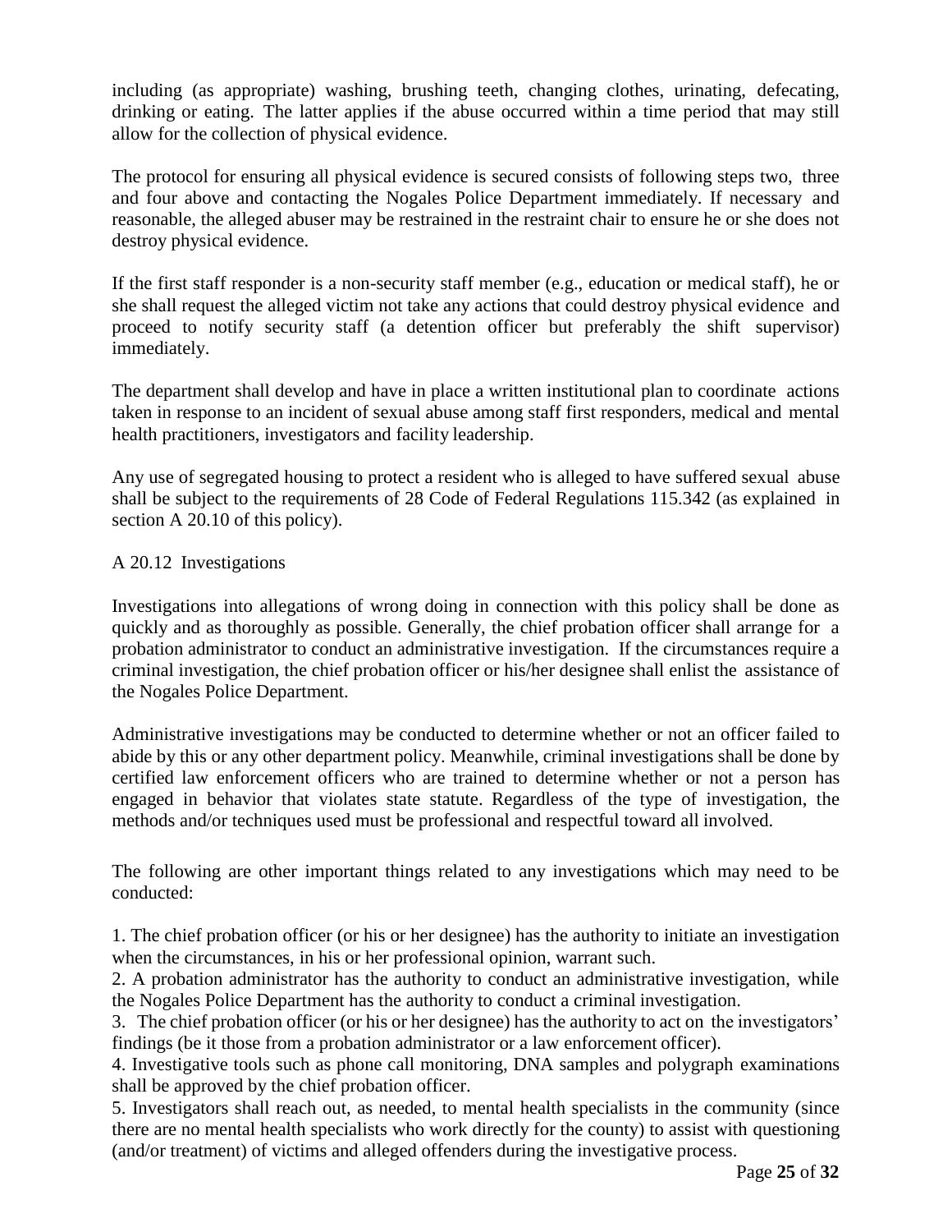including (as appropriate) washing, brushing teeth, changing clothes, urinating, defecating, drinking or eating. The latter applies if the abuse occurred within a time period that may still allow for the collection of physical evidence.

The protocol for ensuring all physical evidence is secured consists of following steps two, three and four above and contacting the Nogales Police Department immediately. If necessary and reasonable, the alleged abuser may be restrained in the restraint chair to ensure he or she does not destroy physical evidence.

If the first staff responder is a non-security staff member (e.g., education or medical staff), he or she shall request the alleged victim not take any actions that could destroy physical evidence and proceed to notify security staff (a detention officer but preferably the shift supervisor) immediately.

The department shall develop and have in place a written institutional plan to coordinate actions taken in response to an incident of sexual abuse among staff first responders, medical and mental health practitioners, investigators and facility leadership.

Any use of segregated housing to protect a resident who is alleged to have suffered sexual abuse shall be subject to the requirements of 28 Code of Federal Regulations 115.342 (as explained in section A 20.10 of this policy).

A 20.12 Investigations

Investigations into allegations of wrong doing in connection with this policy shall be done as quickly and as thoroughly as possible. Generally, the chief probation officer shall arrange for a probation administrator to conduct an administrative investigation. If the circumstances require a criminal investigation, the chief probation officer or his/her designee shall enlist the assistance of the Nogales Police Department.

Administrative investigations may be conducted to determine whether or not an officer failed to abide by this or any other department policy. Meanwhile, criminal investigations shall be done by certified law enforcement officers who are trained to determine whether or not a person has engaged in behavior that violates state statute. Regardless of the type of investigation, the methods and/or techniques used must be professional and respectful toward all involved.

The following are other important things related to any investigations which may need to be conducted:

1. The chief probation officer (or his or her designee) has the authority to initiate an investigation when the circumstances, in his or her professional opinion, warrant such.
2. A probation administrator has the authority to conduct an administrative investigation, while the Nogales Police Department has the authority to conduct a criminal investigation.
3. The chief probation officer (or his or her designee) has the authority to act on the investigators' findings (be it those from a probation administrator or a law enforcement officer).
4. Investigative tools such as phone call monitoring, DNA samples and polygraph examinations shall be approved by the chief probation officer.
5. Investigators shall reach out, as needed, to mental health specialists in the community (since there are no mental health specialists who work directly for the county) to assist with questioning (and/or treatment) of victims and alleged offenders during the investigative process.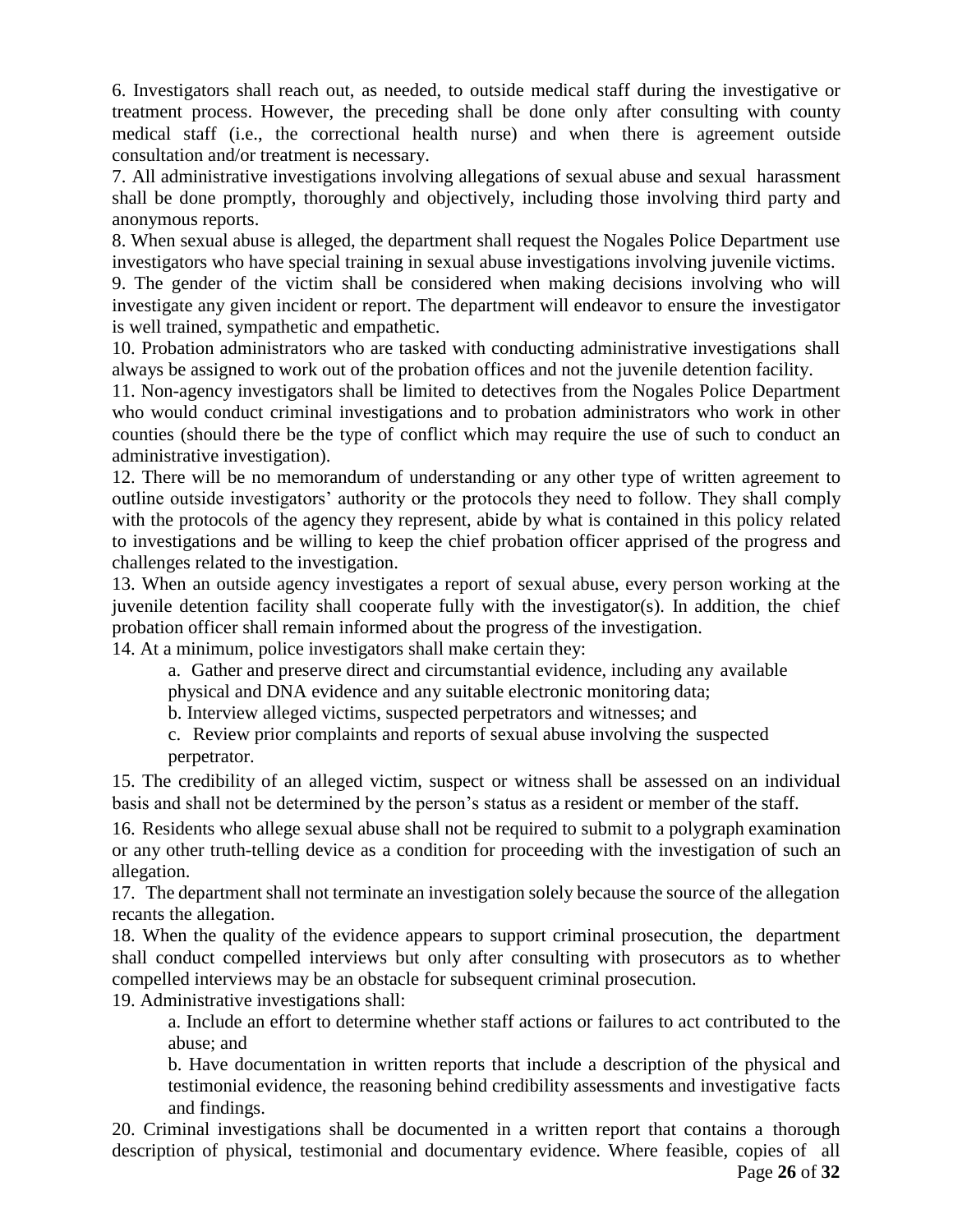6. Investigators shall reach out, as needed, to outside medical staff during the investigative or treatment process. However, the preceding shall be done only after consulting with county medical staff (i.e., the correctional health nurse) and when there is agreement outside consultation and/or treatment is necessary.

7. All administrative investigations involving allegations of sexual abuse and sexual harassment shall be done promptly, thoroughly and objectively, including those involving third party and anonymous reports.

8. When sexual abuse is alleged, the department shall request the Nogales Police Department use investigators who have special training in sexual abuse investigations involving juvenile victims.

9. The gender of the victim shall be considered when making decisions involving who will investigate any given incident or report. The department will endeavor to ensure the investigator is well trained, sympathetic and empathetic.

10. Probation administrators who are tasked with conducting administrative investigations shall always be assigned to work out of the probation offices and not the juvenile detention facility.

11. Non-agency investigators shall be limited to detectives from the Nogales Police Department who would conduct criminal investigations and to probation administrators who work in other counties (should there be the type of conflict which may require the use of such to conduct an administrative investigation).

12. There will be no memorandum of understanding or any other type of written agreement to outline outside investigators' authority or the protocols they need to follow. They shall comply with the protocols of the agency they represent, abide by what is contained in this policy related to investigations and be willing to keep the chief probation officer apprised of the progress and challenges related to the investigation.

13. When an outside agency investigates a report of sexual abuse, every person working at the juvenile detention facility shall cooperate fully with the investigator(s). In addition, the chief probation officer shall remain informed about the progress of the investigation.

14. At a minimum, police investigators shall make certain they:

a. Gather and preserve direct and circumstantial evidence, including any available physical and DNA evidence and any suitable electronic monitoring data;

b. Interview alleged victims, suspected perpetrators and witnesses; and

c. Review prior complaints and reports of sexual abuse involving the suspected perpetrator.

15. The credibility of an alleged victim, suspect or witness shall be assessed on an individual basis and shall not be determined by the person's status as a resident or member of the staff.

16. Residents who allege sexual abuse shall not be required to submit to a polygraph examination or any other truth-telling device as a condition for proceeding with the investigation of such an allegation.

17. The department shall not terminate an investigation solely because the source of the allegation recants the allegation.

18. When the quality of the evidence appears to support criminal prosecution, the department shall conduct compelled interviews but only after consulting with prosecutors as to whether compelled interviews may be an obstacle for subsequent criminal prosecution.

19. Administrative investigations shall:

a. Include an effort to determine whether staff actions or failures to act contributed to the abuse; and

b. Have documentation in written reports that include a description of the physical and testimonial evidence, the reasoning behind credibility assessments and investigative facts and findings.

20. Criminal investigations shall be documented in a written report that contains a thorough description of physical, testimonial and documentary evidence. Where feasible, copies of all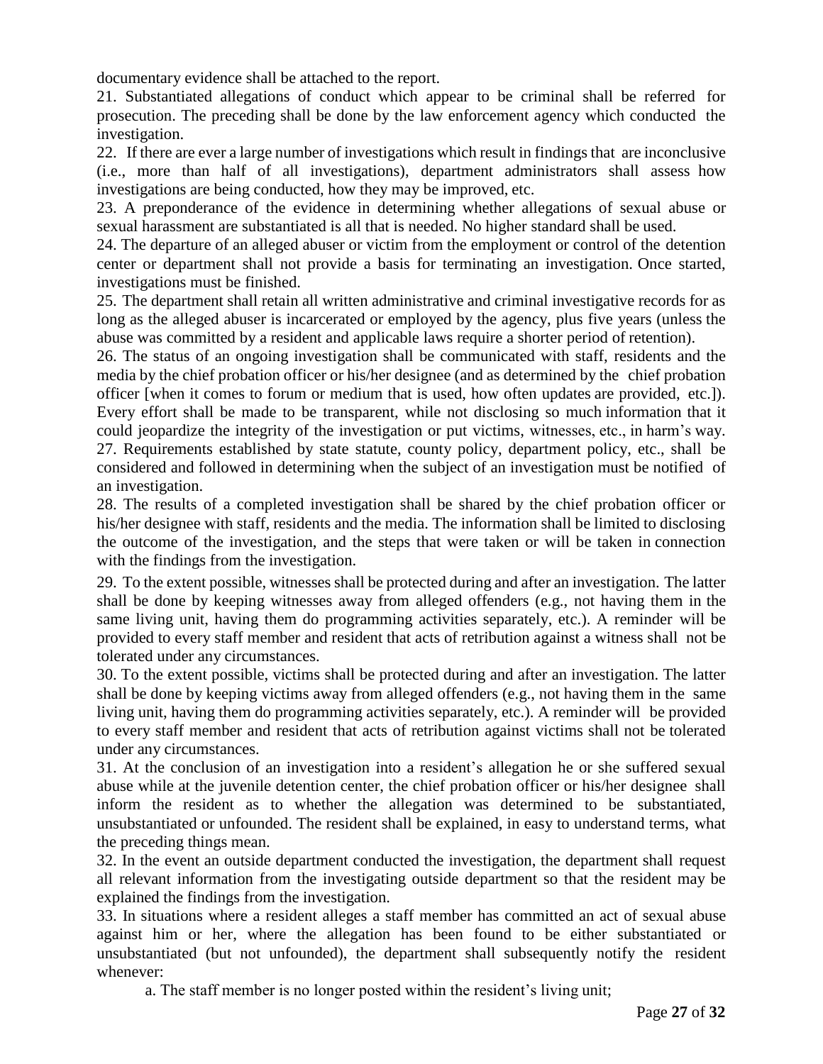documentary evidence shall be attached to the report.

21. Substantiated allegations of conduct which appear to be criminal shall be referred for prosecution. The preceding shall be done by the law enforcement agency which conducted the investigation.

22. If there are ever a large number of investigations which result in findings that are inconclusive (i.e., more than half of all investigations), department administrators shall assess how investigations are being conducted, how they may be improved, etc.

23. A preponderance of the evidence in determining whether allegations of sexual abuse or sexual harassment are substantiated is all that is needed. No higher standard shall be used.

24. The departure of an alleged abuser or victim from the employment or control of the detention center or department shall not provide a basis for terminating an investigation. Once started, investigations must be finished.

25. The department shall retain all written administrative and criminal investigative records for as long as the alleged abuser is incarcerated or employed by the agency, plus five years (unless the abuse was committed by a resident and applicable laws require a shorter period of retention).

26. The status of an ongoing investigation shall be communicated with staff, residents and the media by the chief probation officer or his/her designee (and as determined by the chief probation officer [when it comes to forum or medium that is used, how often updates are provided, etc.]). Every effort shall be made to be transparent, while not disclosing so much information that it could jeopardize the integrity of the investigation or put victims, witnesses, etc., in harm's way.

27. Requirements established by state statute, county policy, department policy, etc., shall be considered and followed in determining when the subject of an investigation must be notified of an investigation.

28. The results of a completed investigation shall be shared by the chief probation officer or his/her designee with staff, residents and the media. The information shall be limited to disclosing the outcome of the investigation, and the steps that were taken or will be taken in connection with the findings from the investigation.

29. To the extent possible, witnesses shall be protected during and after an investigation. The latter shall be done by keeping witnesses away from alleged offenders (e.g., not having them in the same living unit, having them do programming activities separately, etc.). A reminder will be provided to every staff member and resident that acts of retribution against a witness shall not be tolerated under any circumstances.

30. To the extent possible, victims shall be protected during and after an investigation. The latter shall be done by keeping victims away from alleged offenders (e.g., not having them in the same living unit, having them do programming activities separately, etc.). A reminder will be provided to every staff member and resident that acts of retribution against victims shall not be tolerated under any circumstances.

31. At the conclusion of an investigation into a resident's allegation he or she suffered sexual abuse while at the juvenile detention center, the chief probation officer or his/her designee shall inform the resident as to whether the allegation was determined to be substantiated, unsubstantiated or unfounded. The resident shall be explained, in easy to understand terms, what the preceding things mean.

32. In the event an outside department conducted the investigation, the department shall request all relevant information from the investigating outside department so that the resident may be explained the findings from the investigation.

33. In situations where a resident alleges a staff member has committed an act of sexual abuse against him or her, where the allegation has been found to be either substantiated or unsubstantiated (but not unfounded), the department shall subsequently notify the resident whenever:

   a. The staff member is no longer posted within the resident's living unit;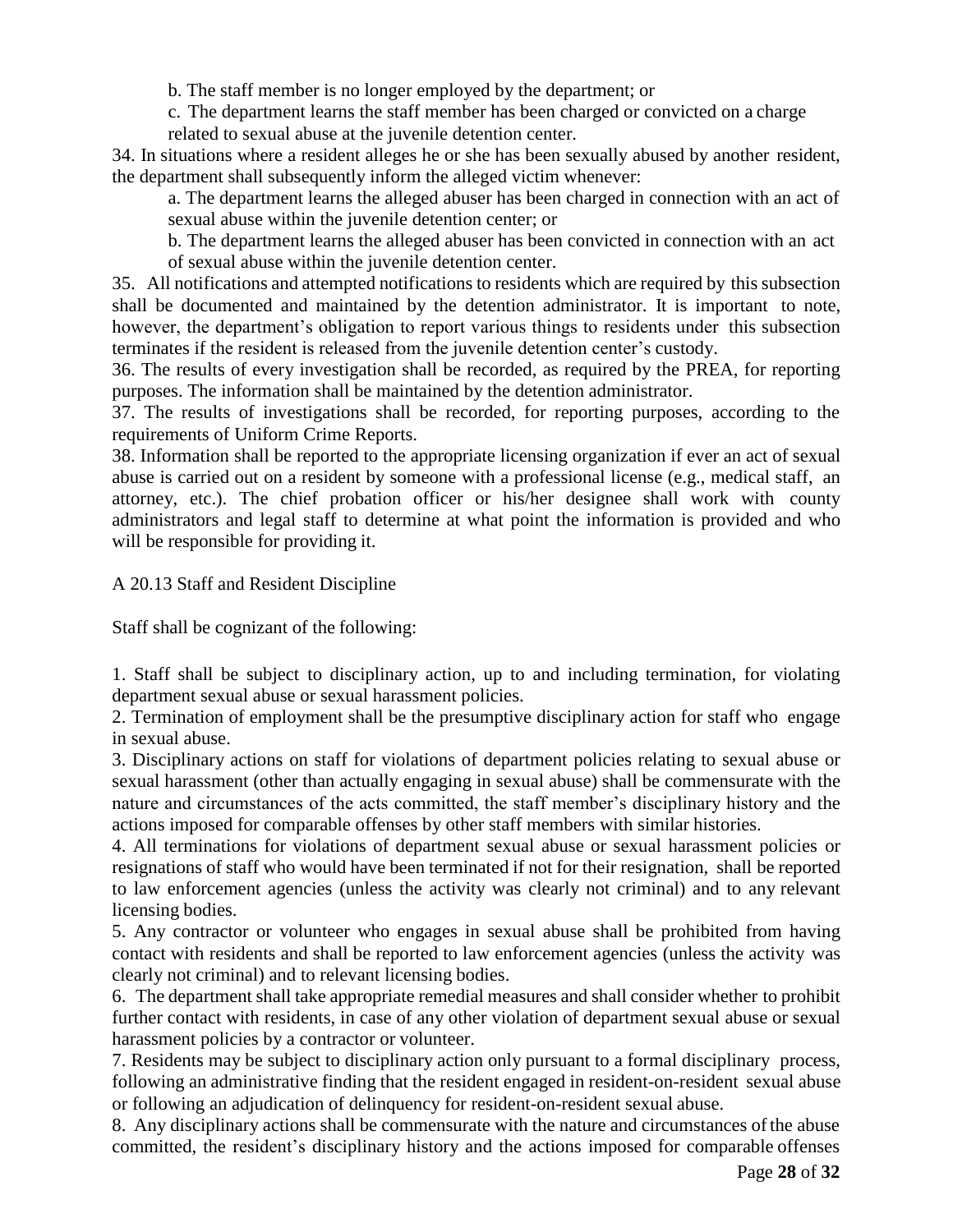b. The staff member is no longer employed by the department; or

c. The department learns the staff member has been charged or convicted on a charge related to sexual abuse at the juvenile detention center.

34. In situations where a resident alleges he or she has been sexually abused by another resident, the department shall subsequently inform the alleged victim whenever:

a. The department learns the alleged abuser has been charged in connection with an act of sexual abuse within the juvenile detention center; or

b. The department learns the alleged abuser has been convicted in connection with an act of sexual abuse within the juvenile detention center.

35. All notifications and attempted notifications to residents which are required by this subsection shall be documented and maintained by the detention administrator. It is important to note, however, the department's obligation to report various things to residents under this subsection terminates if the resident is released from the juvenile detention center's custody.

36. The results of every investigation shall be recorded, as required by the PREA, for reporting purposes. The information shall be maintained by the detention administrator.

37. The results of investigations shall be recorded, for reporting purposes, according to the requirements of Uniform Crime Reports.

38. Information shall be reported to the appropriate licensing organization if ever an act of sexual abuse is carried out on a resident by someone with a professional license (e.g., medical staff, an attorney, etc.). The chief probation officer or his/her designee shall work with county administrators and legal staff to determine at what point the information is provided and who will be responsible for providing it.

A 20.13 Staff and Resident Discipline

Staff shall be cognizant of the following:

1. Staff shall be subject to disciplinary action, up to and including termination, for violating department sexual abuse or sexual harassment policies.
2. Termination of employment shall be the presumptive disciplinary action for staff who engage in sexual abuse.
3. Disciplinary actions on staff for violations of department policies relating to sexual abuse or sexual harassment (other than actually engaging in sexual abuse) shall be commensurate with the nature and circumstances of the acts committed, the staff member's disciplinary history and the actions imposed for comparable offenses by other staff members with similar histories.
4. All terminations for violations of department sexual abuse or sexual harassment policies or resignations of staff who would have been terminated if not for their resignation, shall be reported to law enforcement agencies (unless the activity was clearly not criminal) and to any relevant licensing bodies.
5. Any contractor or volunteer who engages in sexual abuse shall be prohibited from having contact with residents and shall be reported to law enforcement agencies (unless the activity was clearly not criminal) and to relevant licensing bodies.
6. The department shall take appropriate remedial measures and shall consider whether to prohibit further contact with residents, in case of any other violation of department sexual abuse or sexual harassment policies by a contractor or volunteer.
7. Residents may be subject to disciplinary action only pursuant to a formal disciplinary process, following an administrative finding that the resident engaged in resident-on-resident sexual abuse or following an adjudication of delinquency for resident-on-resident sexual abuse.
8. Any disciplinary actions shall be commensurate with the nature and circumstances of the abuse committed, the resident's disciplinary history and the actions imposed for comparable offenses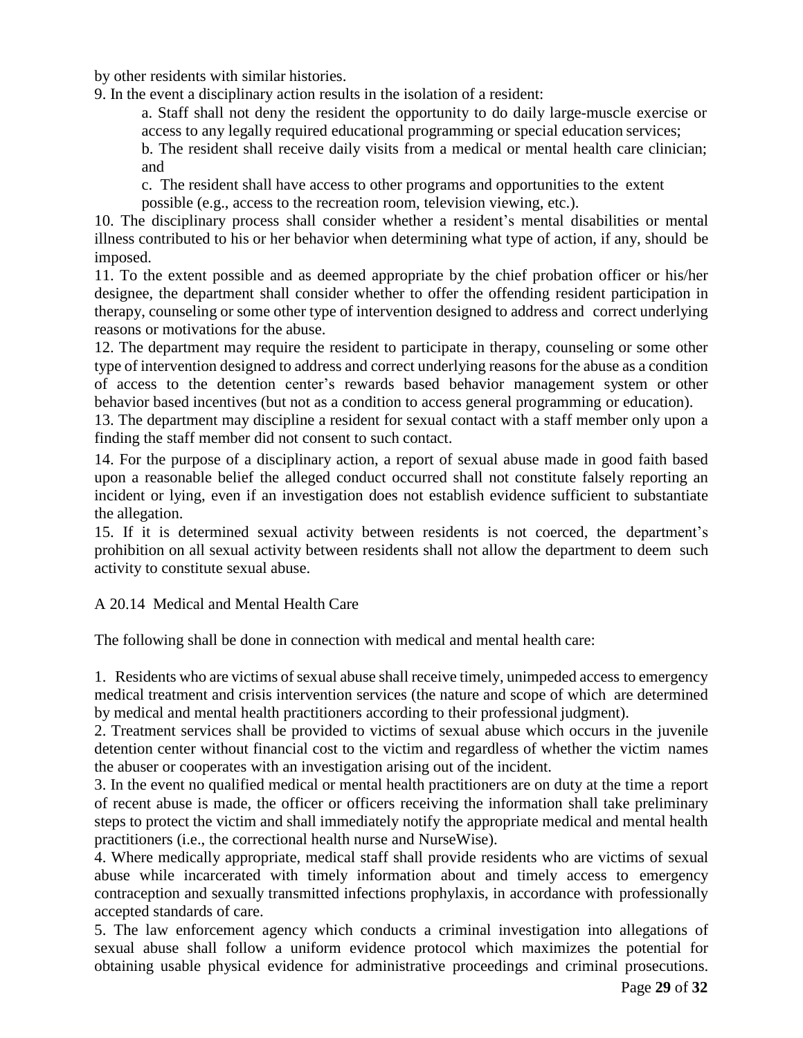by other residents with similar histories.

9. In the event a disciplinary action results in the isolation of a resident:

   a. Staff shall not deny the resident the opportunity to do daily large-muscle exercise or access to any legally required educational programming or special education services;

   b. The resident shall receive daily visits from a medical or mental health care clinician; and

   c. The resident shall have access to other programs and opportunities to the extent possible (e.g., access to the recreation room, television viewing, etc.).

10. The disciplinary process shall consider whether a resident's mental disabilities or mental illness contributed to his or her behavior when determining what type of action, if any, should be imposed.

11. To the extent possible and as deemed appropriate by the chief probation officer or his/her designee, the department shall consider whether to offer the offending resident participation in therapy, counseling or some other type of intervention designed to address and correct underlying reasons or motivations for the abuse.

12. The department may require the resident to participate in therapy, counseling or some other type of intervention designed to address and correct underlying reasons for the abuse as a condition of access to the detention center's rewards based behavior management system or other behavior based incentives (but not as a condition to access general programming or education).

13. The department may discipline a resident for sexual contact with a staff member only upon a finding the staff member did not consent to such contact.

14. For the purpose of a disciplinary action, a report of sexual abuse made in good faith based upon a reasonable belief the alleged conduct occurred shall not constitute falsely reporting an incident or lying, even if an investigation does not establish evidence sufficient to substantiate the allegation.

15. If it is determined sexual activity between residents is not coerced, the department's prohibition on all sexual activity between residents shall not allow the department to deem such activity to constitute sexual abuse.

A 20.14 Medical and Mental Health Care

The following shall be done in connection with medical and mental health care:

1. Residents who are victims of sexual abuse shall receive timely, unimpeded access to emergency medical treatment and crisis intervention services (the nature and scope of which are determined by medical and mental health practitioners according to their professional judgment).

2. Treatment services shall be provided to victims of sexual abuse which occurs in the juvenile detention center without financial cost to the victim and regardless of whether the victim names the abuser or cooperates with an investigation arising out of the incident.

3. In the event no qualified medical or mental health practitioners are on duty at the time a report of recent abuse is made, the officer or officers receiving the information shall take preliminary steps to protect the victim and shall immediately notify the appropriate medical and mental health practitioners (i.e., the correctional health nurse and NurseWise).

4. Where medically appropriate, medical staff shall provide residents who are victims of sexual abuse while incarcerated with timely information about and timely access to emergency contraception and sexually transmitted infections prophylaxis, in accordance with professionally accepted standards of care.

5. The law enforcement agency which conducts a criminal investigation into allegations of sexual abuse shall follow a uniform evidence protocol which maximizes the potential for obtaining usable physical evidence for administrative proceedings and criminal prosecutions.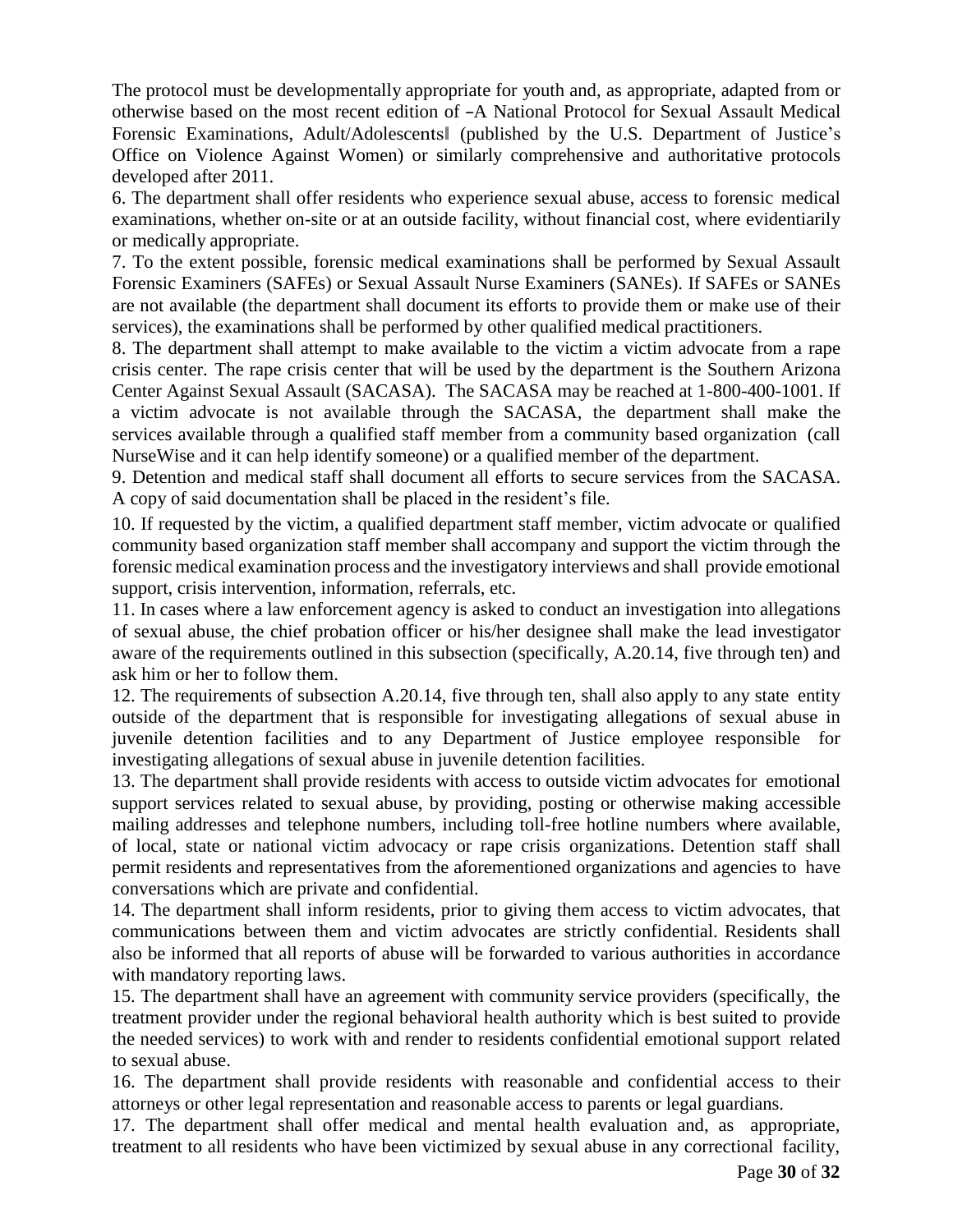The protocol must be developmentally appropriate for youth and, as appropriate, adapted from or otherwise based on the most recent edition of –A National Protocol for Sexual Assault Medical Forensic Examinations, Adult/Adolescents‖ (published by the U.S. Department of Justice's Office on Violence Against Women) or similarly comprehensive and authoritative protocols developed after 2011.

6. The department shall offer residents who experience sexual abuse, access to forensic medical examinations, whether on-site or at an outside facility, without financial cost, where evidentiarily or medically appropriate.

7. To the extent possible, forensic medical examinations shall be performed by Sexual Assault Forensic Examiners (SAFEs) or Sexual Assault Nurse Examiners (SANEs). If SAFEs or SANEs are not available (the department shall document its efforts to provide them or make use of their services), the examinations shall be performed by other qualified medical practitioners.

8. The department shall attempt to make available to the victim a victim advocate from a rape crisis center. The rape crisis center that will be used by the department is the Southern Arizona Center Against Sexual Assault (SACASA). The SACASA may be reached at 1-800-400-1001. If a victim advocate is not available through the SACASA, the department shall make the services available through a qualified staff member from a community based organization (call NurseWise and it can help identify someone) or a qualified member of the department.

9. Detention and medical staff shall document all efforts to secure services from the SACASA. A copy of said documentation shall be placed in the resident's file.

10. If requested by the victim, a qualified department staff member, victim advocate or qualified community based organization staff member shall accompany and support the victim through the forensic medical examination process and the investigatory interviews and shall provide emotional support, crisis intervention, information, referrals, etc.

11. In cases where a law enforcement agency is asked to conduct an investigation into allegations of sexual abuse, the chief probation officer or his/her designee shall make the lead investigator aware of the requirements outlined in this subsection (specifically, A.20.14, five through ten) and ask him or her to follow them.

12. The requirements of subsection A.20.14, five through ten, shall also apply to any state entity outside of the department that is responsible for investigating allegations of sexual abuse in juvenile detention facilities and to any Department of Justice employee responsible for investigating allegations of sexual abuse in juvenile detention facilities.

13. The department shall provide residents with access to outside victim advocates for emotional support services related to sexual abuse, by providing, posting or otherwise making accessible mailing addresses and telephone numbers, including toll-free hotline numbers where available, of local, state or national victim advocacy or rape crisis organizations. Detention staff shall permit residents and representatives from the aforementioned organizations and agencies to have conversations which are private and confidential.

14. The department shall inform residents, prior to giving them access to victim advocates, that communications between them and victim advocates are strictly confidential. Residents shall also be informed that all reports of abuse will be forwarded to various authorities in accordance with mandatory reporting laws.

15. The department shall have an agreement with community service providers (specifically, the treatment provider under the regional behavioral health authority which is best suited to provide the needed services) to work with and render to residents confidential emotional support related to sexual abuse.

16. The department shall provide residents with reasonable and confidential access to their attorneys or other legal representation and reasonable access to parents or legal guardians.

17. The department shall offer medical and mental health evaluation and, as appropriate, treatment to all residents who have been victimized by sexual abuse in any correctional facility,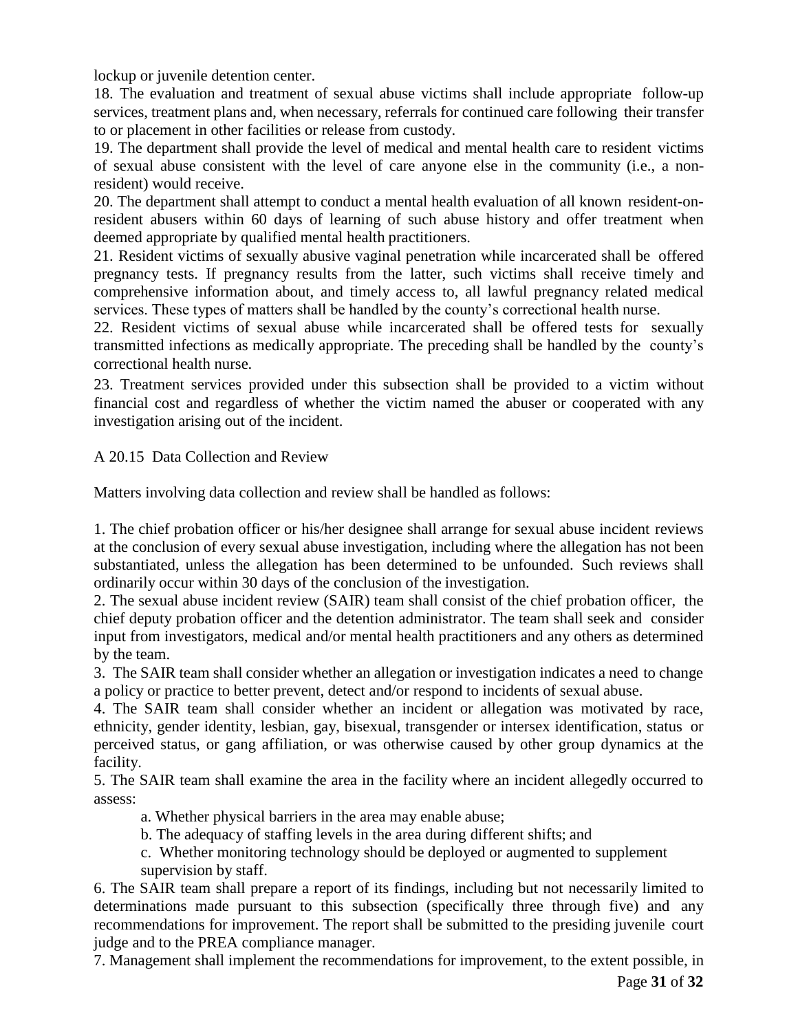lockup or juvenile detention center.

18. The evaluation and treatment of sexual abuse victims shall include appropriate follow-up services, treatment plans and, when necessary, referrals for continued care following their transfer to or placement in other facilities or release from custody.

19. The department shall provide the level of medical and mental health care to resident victims of sexual abuse consistent with the level of care anyone else in the community (i.e., a non-resident) would receive.

20. The department shall attempt to conduct a mental health evaluation of all known resident-on-resident abusers within 60 days of learning of such abuse history and offer treatment when deemed appropriate by qualified mental health practitioners.

21. Resident victims of sexually abusive vaginal penetration while incarcerated shall be offered pregnancy tests. If pregnancy results from the latter, such victims shall receive timely and comprehensive information about, and timely access to, all lawful pregnancy related medical services. These types of matters shall be handled by the county's correctional health nurse.

22. Resident victims of sexual abuse while incarcerated shall be offered tests for sexually transmitted infections as medically appropriate. The preceding shall be handled by the county's correctional health nurse.

23. Treatment services provided under this subsection shall be provided to a victim without financial cost and regardless of whether the victim named the abuser or cooperated with any investigation arising out of the incident.

A 20.15 Data Collection and Review

Matters involving data collection and review shall be handled as follows:

1. The chief probation officer or his/her designee shall arrange for sexual abuse incident reviews at the conclusion of every sexual abuse investigation, including where the allegation has not been substantiated, unless the allegation has been determined to be unfounded. Such reviews shall ordinarily occur within 30 days of the conclusion of the investigation.

2. The sexual abuse incident review (SAIR) team shall consist of the chief probation officer, the chief deputy probation officer and the detention administrator. The team shall seek and consider input from investigators, medical and/or mental health practitioners and any others as determined by the team.

3. The SAIR team shall consider whether an allegation or investigation indicates a need to change a policy or practice to better prevent, detect and/or respond to incidents of sexual abuse.

4. The SAIR team shall consider whether an incident or allegation was motivated by race, ethnicity, gender identity, lesbian, gay, bisexual, transgender or intersex identification, status or perceived status, or gang affiliation, or was otherwise caused by other group dynamics at the facility.

5. The SAIR team shall examine the area in the facility where an incident allegedly occurred to assess:

  a. Whether physical barriers in the area may enable abuse;

  b. The adequacy of staffing levels in the area during different shifts; and

  c. Whether monitoring technology should be deployed or augmented to supplement supervision by staff.

6. The SAIR team shall prepare a report of its findings, including but not necessarily limited to determinations made pursuant to this subsection (specifically three through five) and any recommendations for improvement. The report shall be submitted to the presiding juvenile court judge and to the PREA compliance manager.

7. Management shall implement the recommendations for improvement, to the extent possible, in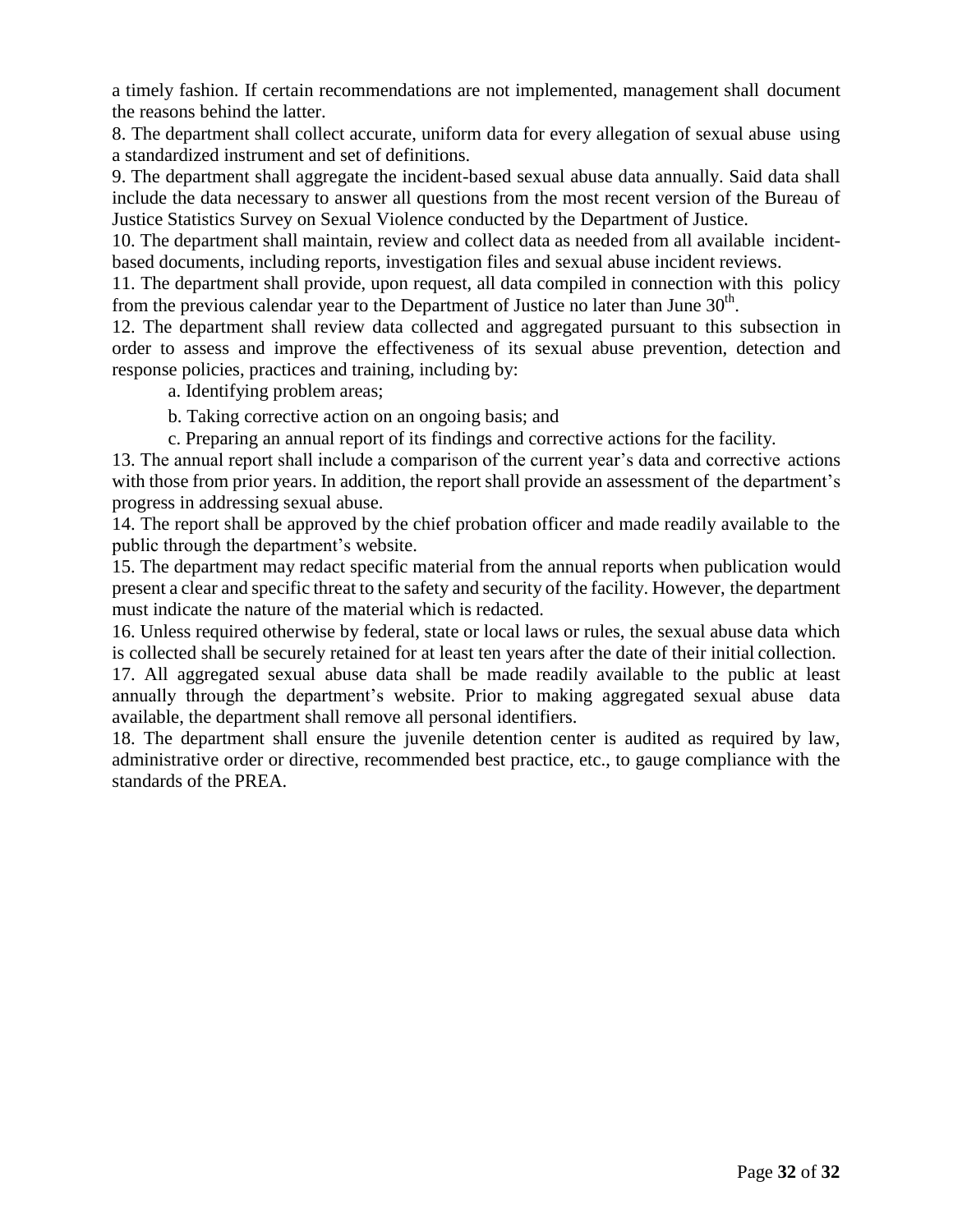a timely fashion. If certain recommendations are not implemented, management shall document the reasons behind the latter.

8. The department shall collect accurate, uniform data for every allegation of sexual abuse using a standardized instrument and set of definitions.

9. The department shall aggregate the incident-based sexual abuse data annually. Said data shall include the data necessary to answer all questions from the most recent version of the Bureau of Justice Statistics Survey on Sexual Violence conducted by the Department of Justice.

10. The department shall maintain, review and collect data as needed from all available incident-based documents, including reports, investigation files and sexual abuse incident reviews.

11. The department shall provide, upon request, all data compiled in connection with this policy from the previous calendar year to the Department of Justice no later than June 30th.

12. The department shall review data collected and aggregated pursuant to this subsection in order to assess and improve the effectiveness of its sexual abuse prevention, detection and response policies, practices and training, including by:

  a. Identifying problem areas;

  b. Taking corrective action on an ongoing basis; and

  c. Preparing an annual report of its findings and corrective actions for the facility.

13. The annual report shall include a comparison of the current year's data and corrective actions with those from prior years. In addition, the report shall provide an assessment of the department's progress in addressing sexual abuse.

14. The report shall be approved by the chief probation officer and made readily available to the public through the department's website.

15. The department may redact specific material from the annual reports when publication would present a clear and specific threat to the safety and security of the facility. However, the department must indicate the nature of the material which is redacted.

16. Unless required otherwise by federal, state or local laws or rules, the sexual abuse data which is collected shall be securely retained for at least ten years after the date of their initial collection.

17. All aggregated sexual abuse data shall be made readily available to the public at least annually through the department's website. Prior to making aggregated sexual abuse data available, the department shall remove all personal identifiers.

18. The department shall ensure the juvenile detention center is audited as required by law, administrative order or directive, recommended best practice, etc., to gauge compliance with the standards of the PREA.